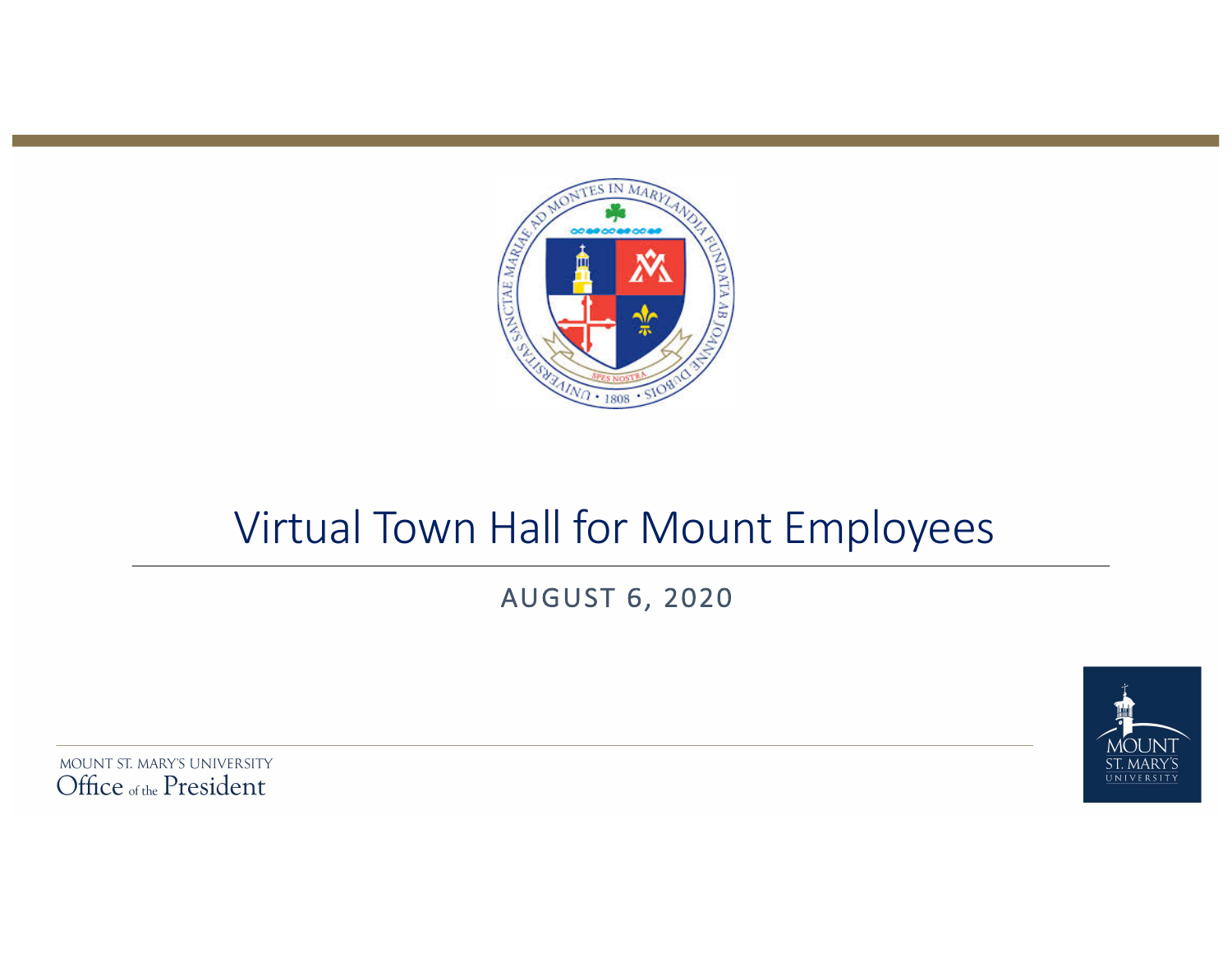# Virtual Town Hall for Mount Employees

AUGUST 6, 2020

MOUNT ST. MARY'S UNIVERSITY
Office of the President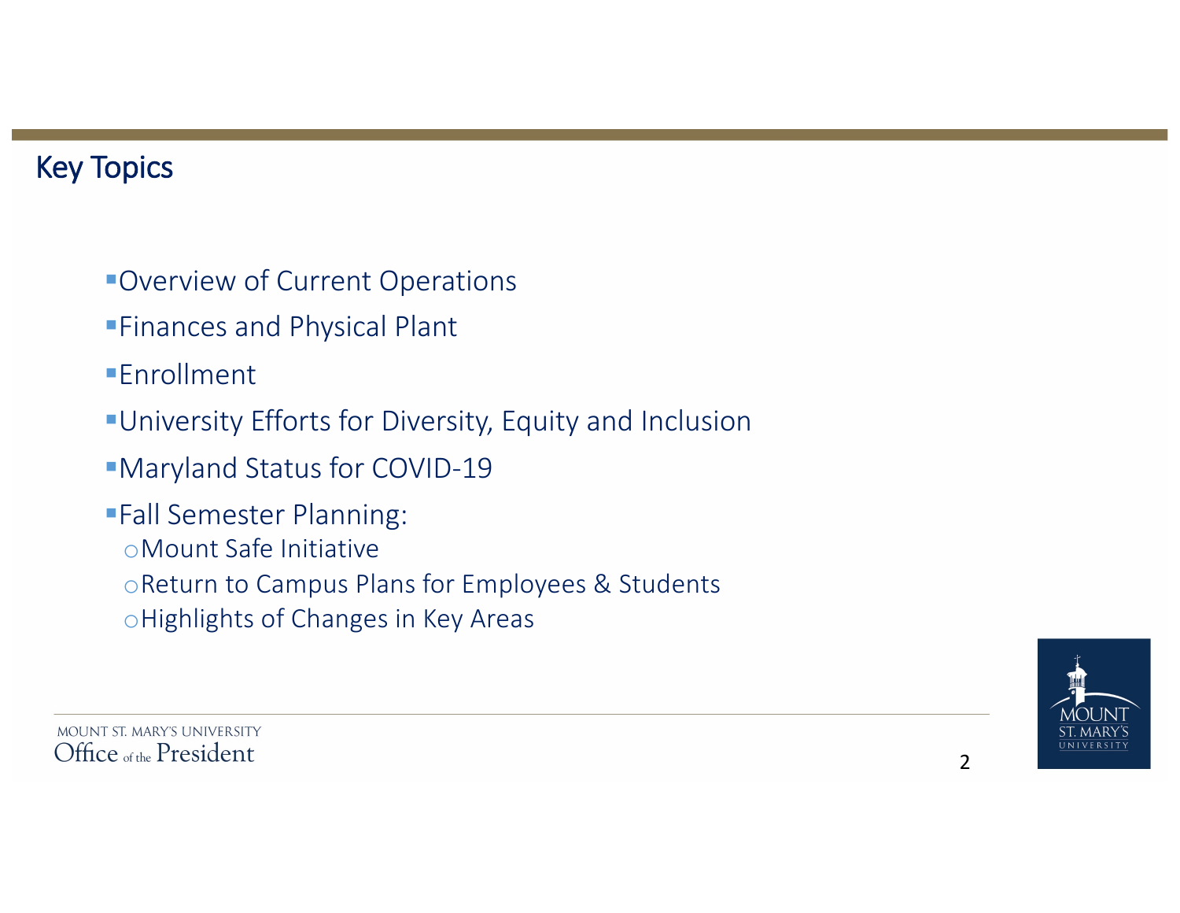## Key Topics

- Overview of Current Operations
- Finances and Physical Plant
- Enrollment
- University Efforts for Diversity, Equity and Inclusion
- Maryland Status for COVID-19
- Fall Semester Planning:
  - Mount Safe Initiative
  - Return to Campus Plans for Employees & Students
  - Highlights of Changes in Key Areas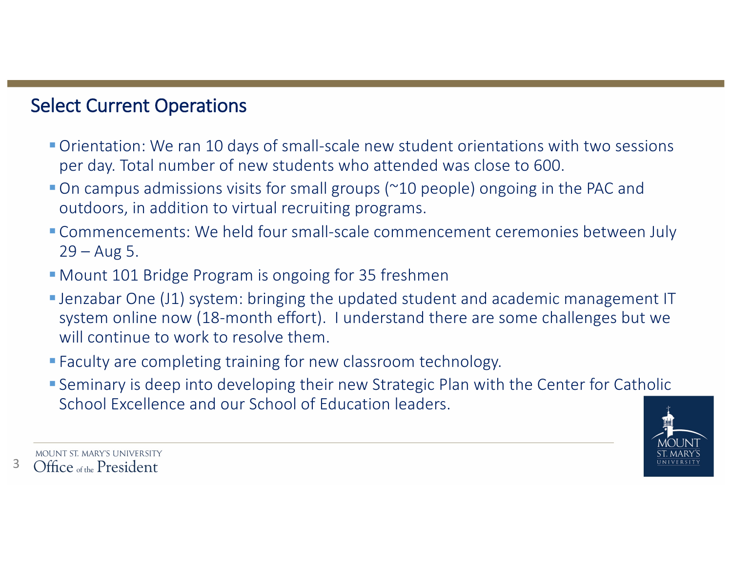## Select Current Operations

- Orientation: We ran 10 days of small-scale new student orientations with two sessions per day. Total number of new students who attended was close to 600.
- On campus admissions visits for small groups (~10 people) ongoing in the PAC and outdoors, in addition to virtual recruiting programs.
- Commencements: We held four small-scale commencement ceremonies between July 29 – Aug 5.
- Mount 101 Bridge Program is ongoing for 35 freshmen
- Jenzabar One (J1) system: bringing the updated student and academic management IT system online now (18-month effort). I understand there are some challenges but we will continue to work to resolve them.
- Faculty are completing training for new classroom technology.
- Seminary is deep into developing their new Strategic Plan with the Center for Catholic School Excellence and our School of Education leaders.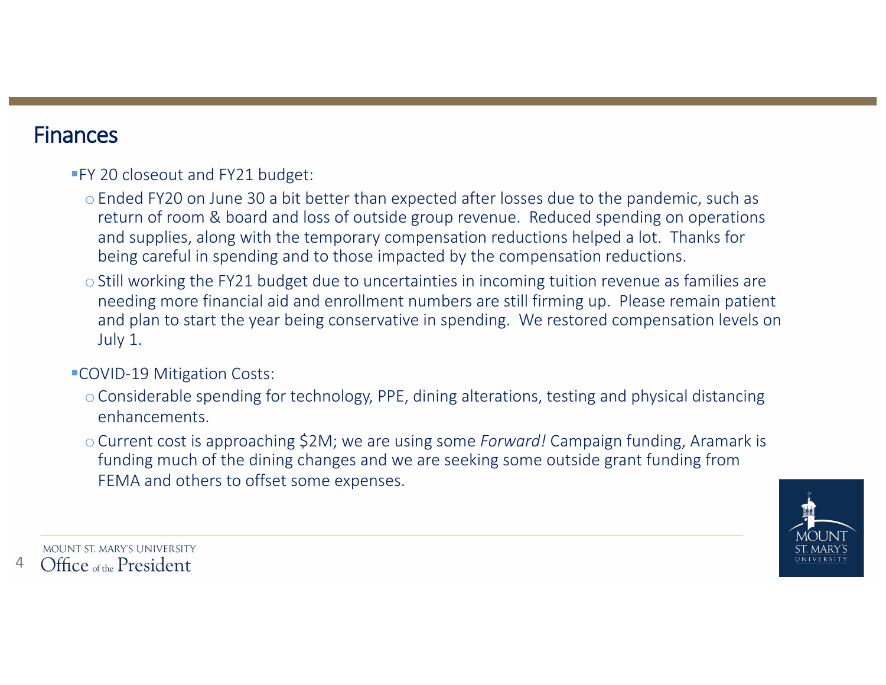## Finances

- FY 20 closeout and FY21 budget:
  - Ended FY20 on June 30 a bit better than expected after losses due to the pandemic, such as return of room & board and loss of outside group revenue. Reduced spending on operations and supplies, along with the temporary compensation reductions helped a lot. Thanks for being careful in spending and to those impacted by the compensation reductions.
  - Still working the FY21 budget due to uncertainties in incoming tuition revenue as families are needing more financial aid and enrollment numbers are still firming up. Please remain patient and plan to start the year being conservative in spending. We restored compensation levels on July 1.

- COVID-19 Mitigation Costs:
  - Considerable spending for technology, PPE, dining alterations, testing and physical distancing enhancements.
  - Current cost is approaching $2M; we are using some *Forward!* Campaign funding, Aramark is funding much of the dining changes and we are seeking some outside grant funding from FEMA and others to offset some expenses.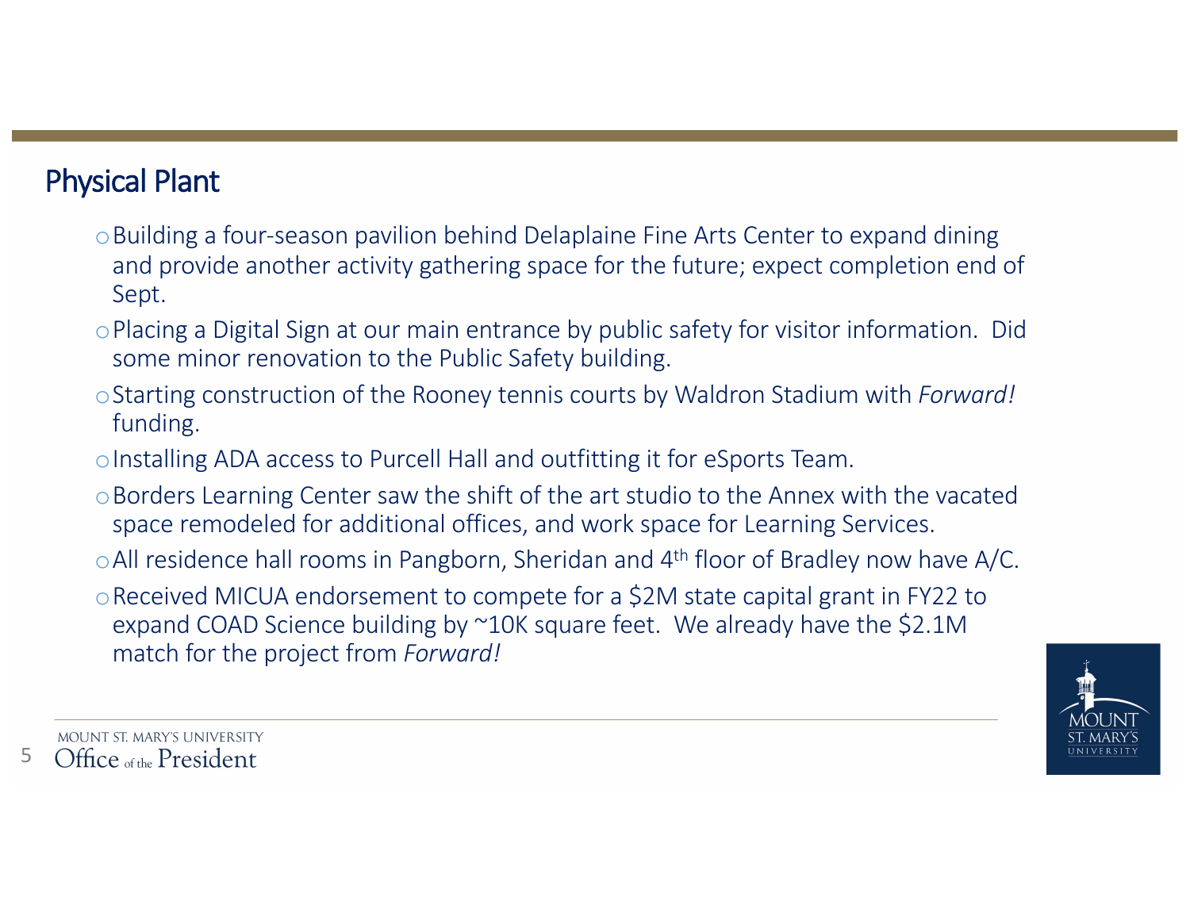## Physical Plant

- Building a four-season pavilion behind Delaplaine Fine Arts Center to expand dining and provide another activity gathering space for the future; expect completion end of Sept.
- Placing a Digital Sign at our main entrance by public safety for visitor information. Did some minor renovation to the Public Safety building.
- Starting construction of the Rooney tennis courts by Waldron Stadium with *Forward!* funding.
- Installing ADA access to Purcell Hall and outfitting it for eSports Team.
- Borders Learning Center saw the shift of the art studio to the Annex with the vacated space remodeled for additional offices, and work space for Learning Services.
- All residence hall rooms in Pangborn, Sheridan and 4th floor of Bradley now have A/C.
- Received MICUA endorsement to compete for a $2M state capital grant in FY22 to expand COAD Science building by ~10K square feet. We already have the $2.1M match for the project from *Forward!*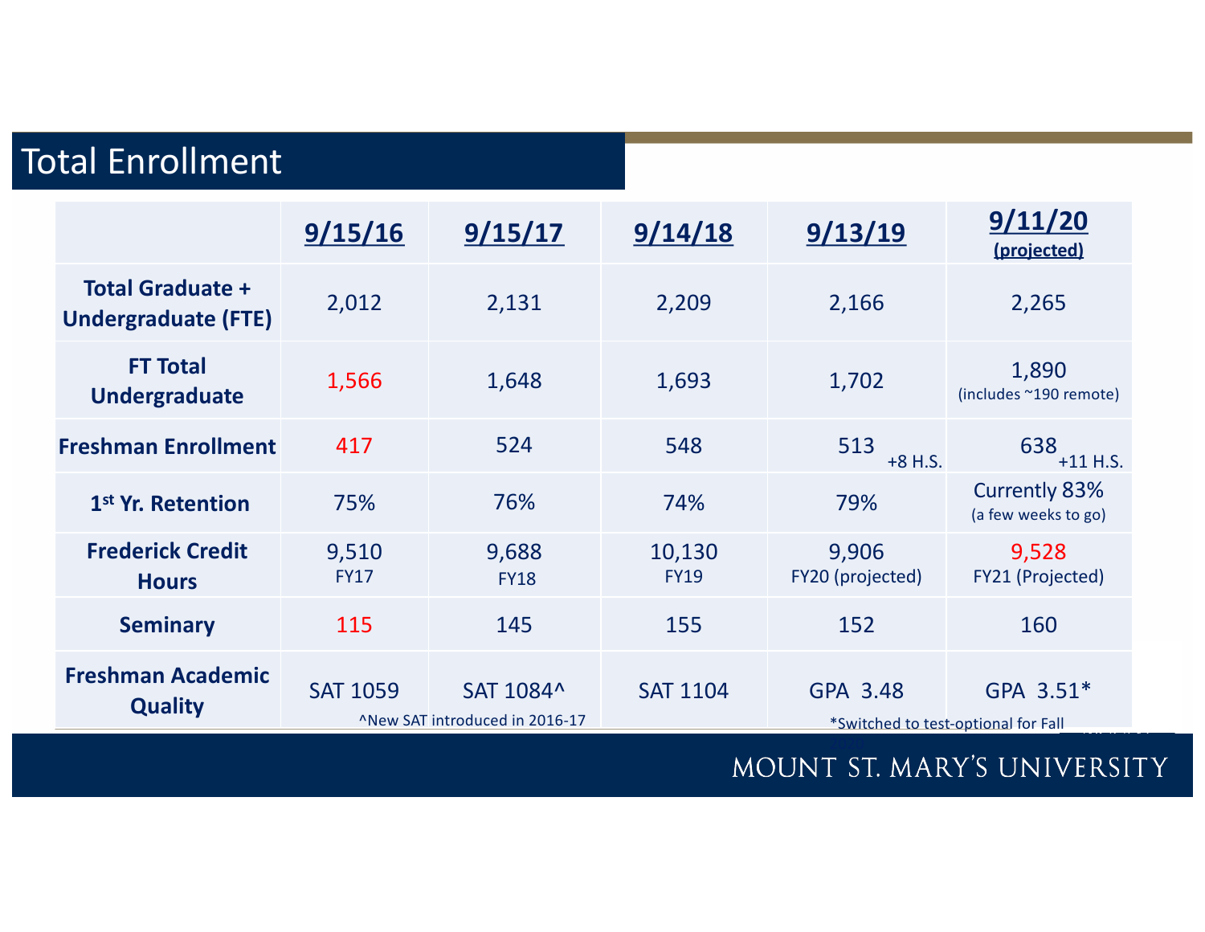## Total Enrollment

| | 9/15/16 | 9/15/17 | 9/14/18 | 9/13/19 | 9/11/20 (projected) |
|---|---|---|---|---|---|
| **Total Graduate + Undergraduate (FTE)** | 2,012 | 2,131 | 2,209 | 2,166 | 2,265 |
| **FT Total Undergraduate** | 1,566 | 1,648 | 1,693 | 1,702 | 1,890 (includes ~190 remote) |
| **Freshman Enrollment** | 417 | 524 | 548 | 513 +8 H.S. | 638 +11 H.S. |
| **1st Yr. Retention** | 75% | 76% | 74% | 79% | Currently 83% (a few weeks to go) |
| **Frederick Credit Hours** | 9,510 FY17 | 9,688 FY18 | 10,130 FY19 | 9,906 FY20 (projected) | 9,528 FY21 (Projected) |
| **Seminary** | 115 | 145 | 155 | 152 | 160 |
| **Freshman Academic Quality** | SAT 1059 | SAT 1084^ | SAT 1104 | GPA 3.48 | GPA 3.51* |

^New SAT introduced in 2016-17

*Switched to test-optional for Fall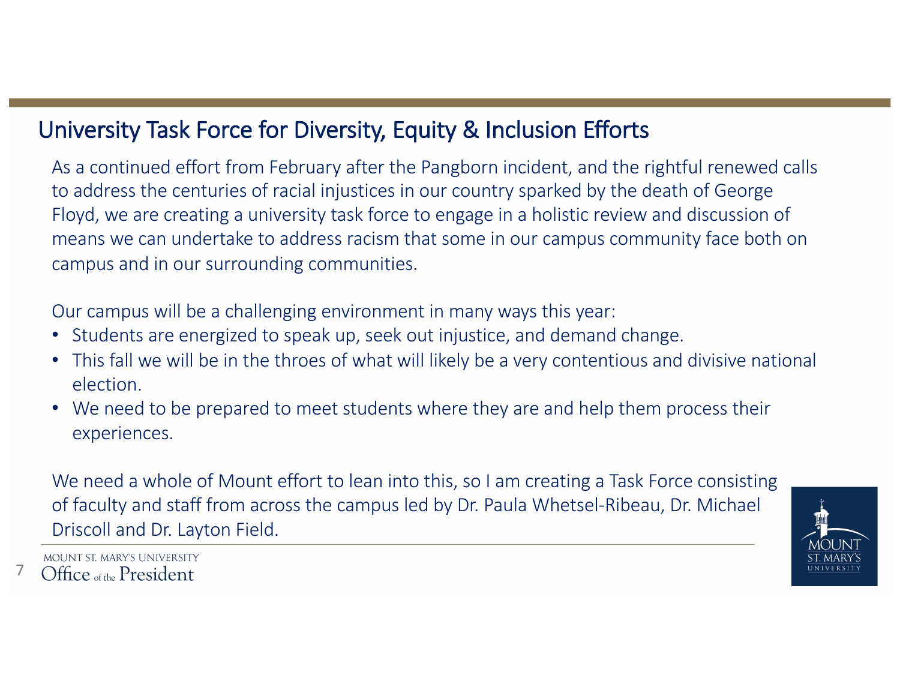## University Task Force for Diversity, Equity & Inclusion Efforts

As a continued effort from February after the Pangborn incident, and the rightful renewed calls to address the centuries of racial injustices in our country sparked by the death of George Floyd, we are creating a university task force to engage in a holistic review and discussion of means we can undertake to address racism that some in our campus community face both on campus and in our surrounding communities.

Our campus will be a challenging environment in many ways this year:

- Students are energized to speak up, seek out injustice, and demand change.
- This fall we will be in the throes of what will likely be a very contentious and divisive national election.
- We need to be prepared to meet students where they are and help them process their experiences.

We need a whole of Mount effort to lean into this, so I am creating a Task Force consisting of faculty and staff from across the campus led by Dr. Paula Whetsel-Ribeau, Dr. Michael Driscoll and Dr. Layton Field.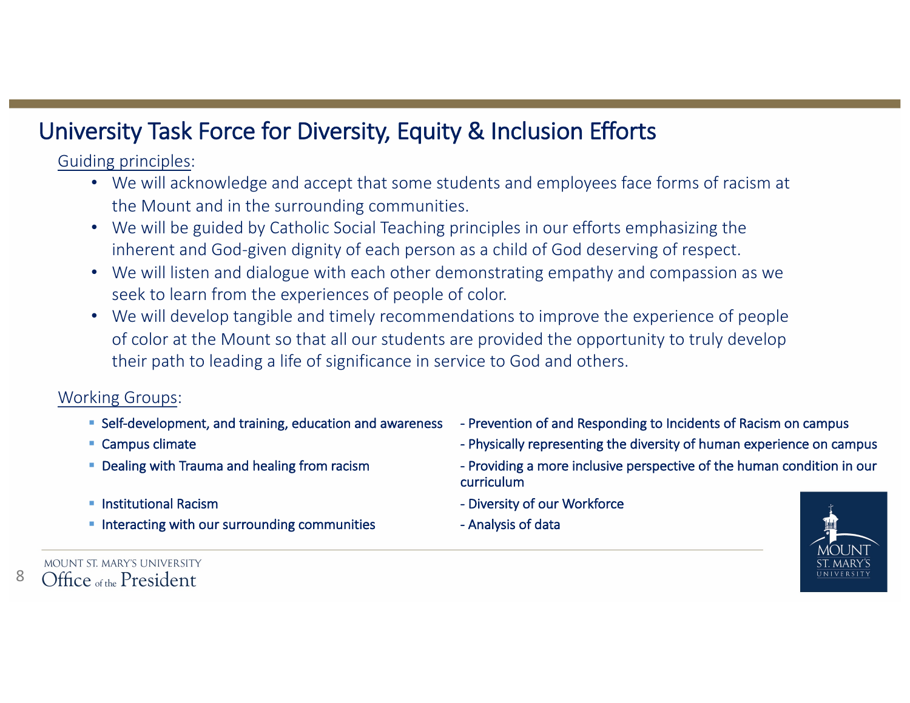# University Task Force for Diversity, Equity & Inclusion Efforts

Guiding principles:

- We will acknowledge and accept that some students and employees face forms of racism at the Mount and in the surrounding communities.
- We will be guided by Catholic Social Teaching principles in our efforts emphasizing the inherent and God-given dignity of each person as a child of God deserving of respect.
- We will listen and dialogue with each other demonstrating empathy and compassion as we seek to learn from the experiences of people of color.
- We will develop tangible and timely recommendations to improve the experience of people of color at the Mount so that all our students are provided the opportunity to truly develop their path to leading a life of significance in service to God and others.

Working Groups:

- Self-development, and training, education and awareness
- Campus climate
- Dealing with Trauma and healing from racism
- Institutional Racism
- Interacting with our surrounding communities
- Prevention of and Responding to Incidents of Racism on campus
- Physically representing the diversity of human experience on campus
- Providing a more inclusive perspective of the human condition in our curriculum
- Diversity of our Workforce
- Analysis of data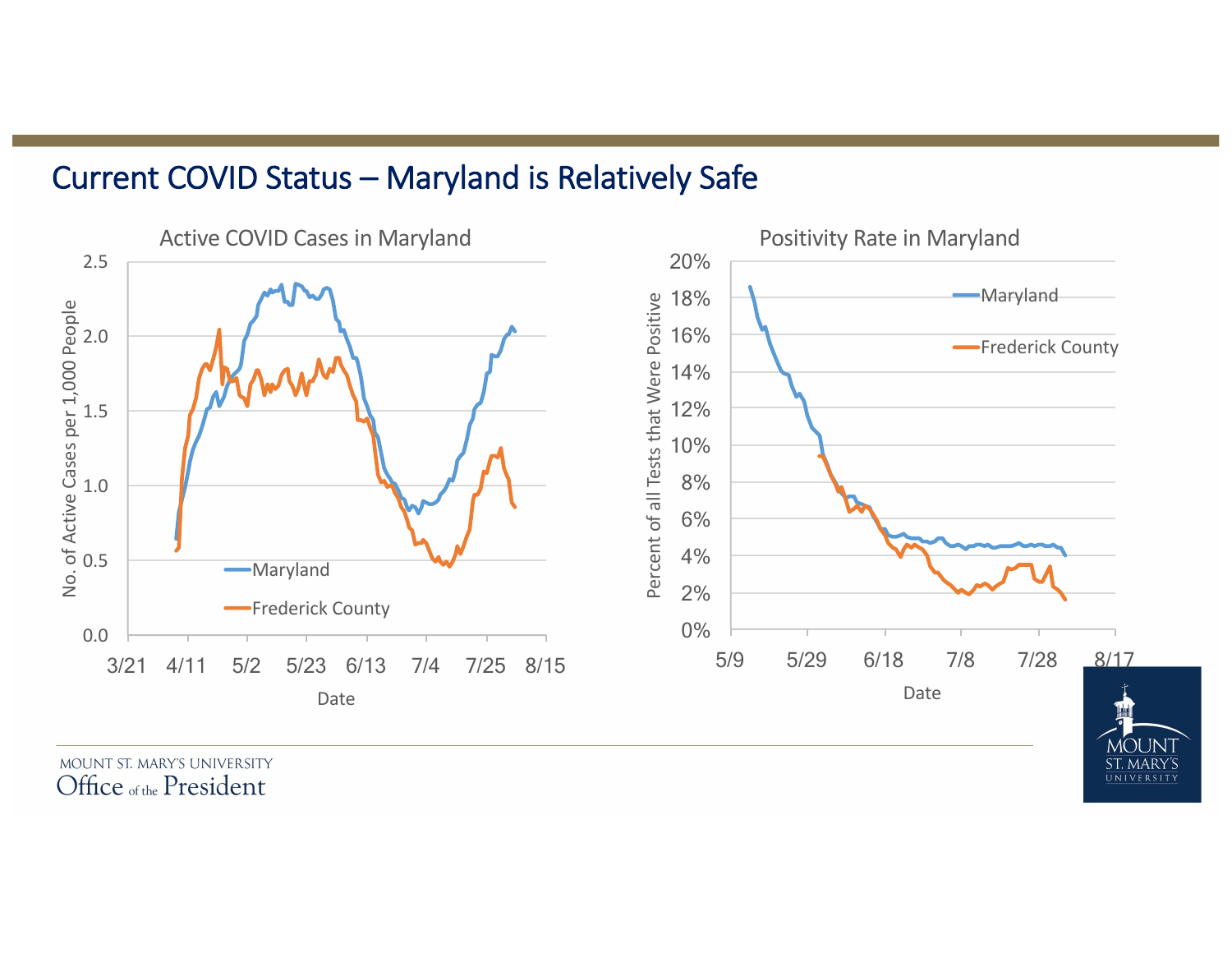# Current COVID Status – Maryland is Relatively Safe

**Active COVID Cases in Maryland**

No. of Active Cases per 1,000 People (0.0–2.5) vs. Date (3/21–8/15)

- Maryland
- Frederick County

**Positivity Rate in Maryland**

Percent of all Tests that Were Positive (0%–20%) vs. Date (5/9–8/17)

- Maryland
- Frederick County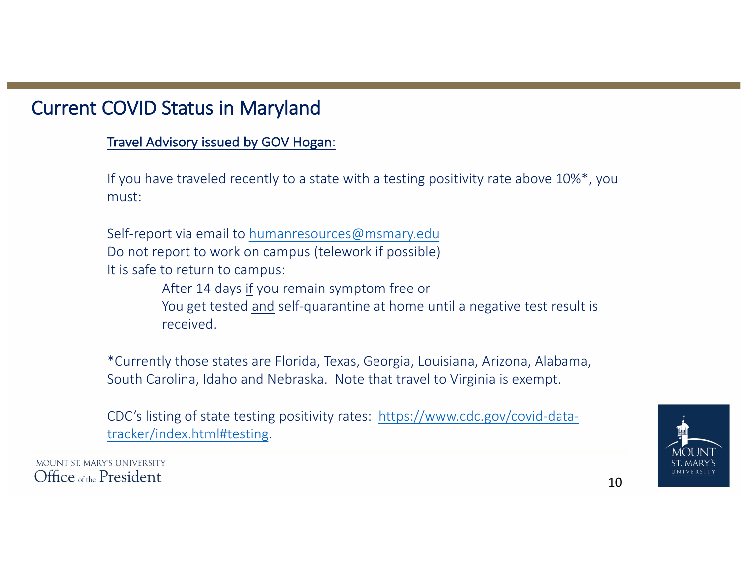# Current COVID Status in Maryland

Travel Advisory issued by GOV Hogan:

If you have traveled recently to a state with a testing positivity rate above 10%*, you must:

Self-report via email to humanresources@msmary.edu
Do not report to work on campus (telework if possible)
It is safe to return to campus:

- After 14 days if you remain symptom free or
- You get tested and self-quarantine at home until a negative test result is received.

*Currently those states are Florida, Texas, Georgia, Louisiana, Arizona, Alabama, South Carolina, Idaho and Nebraska. Note that travel to Virginia is exempt.

CDC's listing of state testing positivity rates: https://www.cdc.gov/covid-data-tracker/index.html#testing.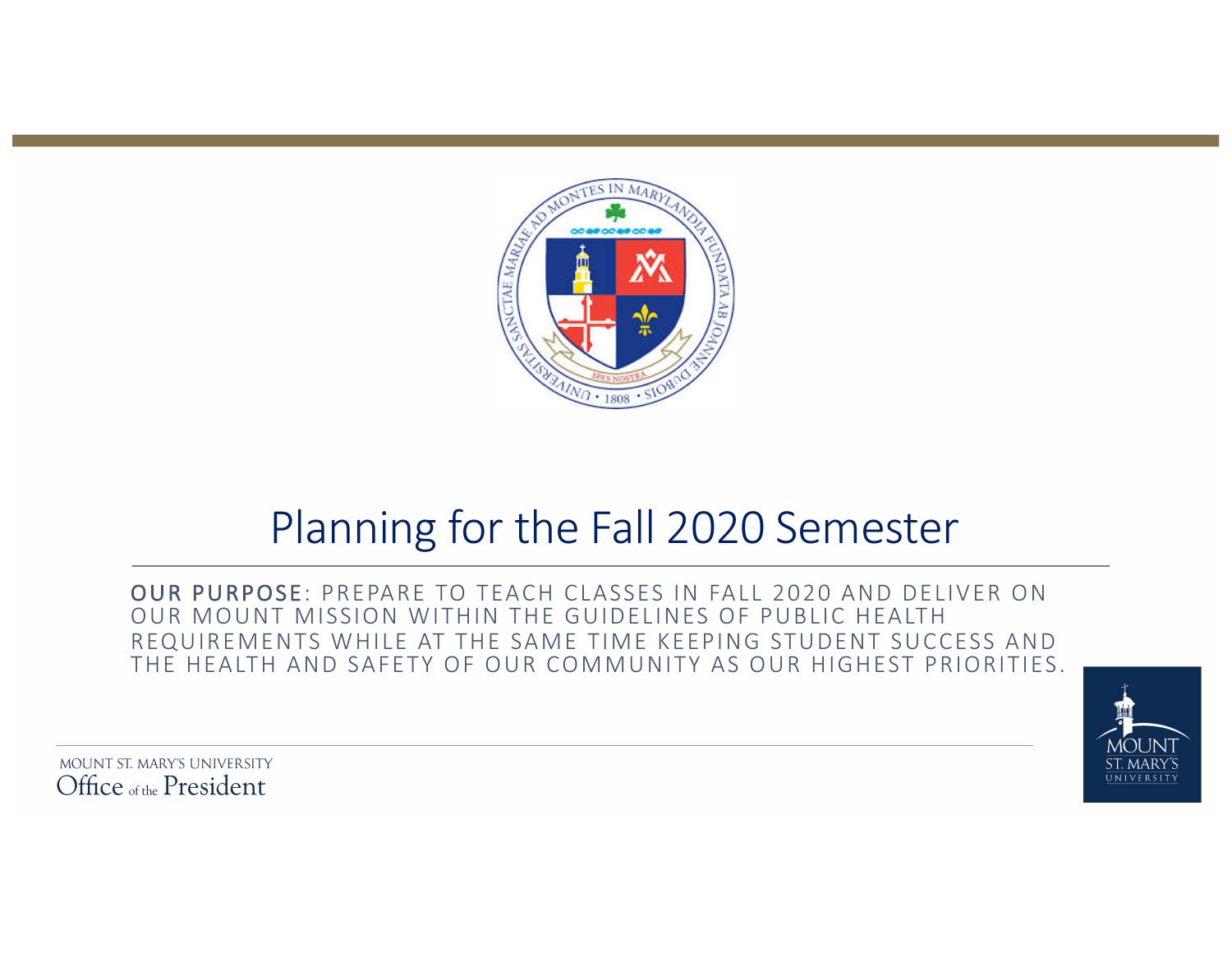# Planning for the Fall 2020 Semester

**OUR PURPOSE**: PREPARE TO TEACH CLASSES IN FALL 2020 AND DELIVER ON OUR MOUNT MISSION WITHIN THE GUIDELINES OF PUBLIC HEALTH REQUIREMENTS WHILE AT THE SAME TIME KEEPING STUDENT SUCCESS AND THE HEALTH AND SAFETY OF OUR COMMUNITY AS OUR HIGHEST PRIORITIES.

MOUNT ST. MARY'S UNIVERSITY
Office of the President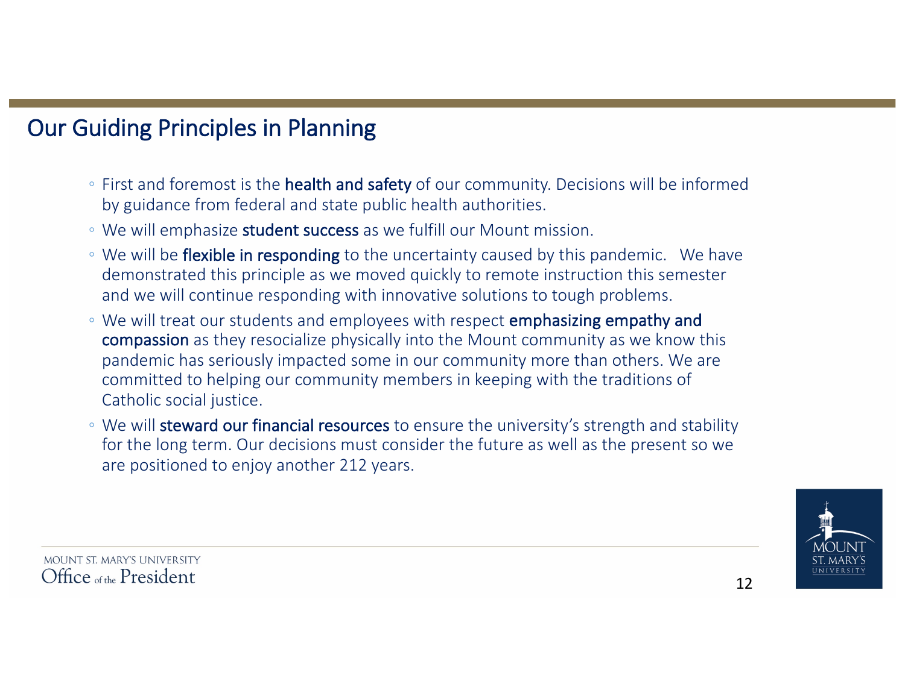# Our Guiding Principles in Planning

- First and foremost is the **health and safety** of our community. Decisions will be informed by guidance from federal and state public health authorities.
- We will emphasize **student success** as we fulfill our Mount mission.
- We will be **flexible in responding** to the uncertainty caused by this pandemic. We have demonstrated this principle as we moved quickly to remote instruction this semester and we will continue responding with innovative solutions to tough problems.
- We will treat our students and employees with respect **emphasizing empathy and compassion** as they resocialize physically into the Mount community as we know this pandemic has seriously impacted some in our community more than others. We are committed to helping our community members in keeping with the traditions of Catholic social justice.
- We will **steward our financial resources** to ensure the university's strength and stability for the long term. Our decisions must consider the future as well as the present so we are positioned to enjoy another 212 years.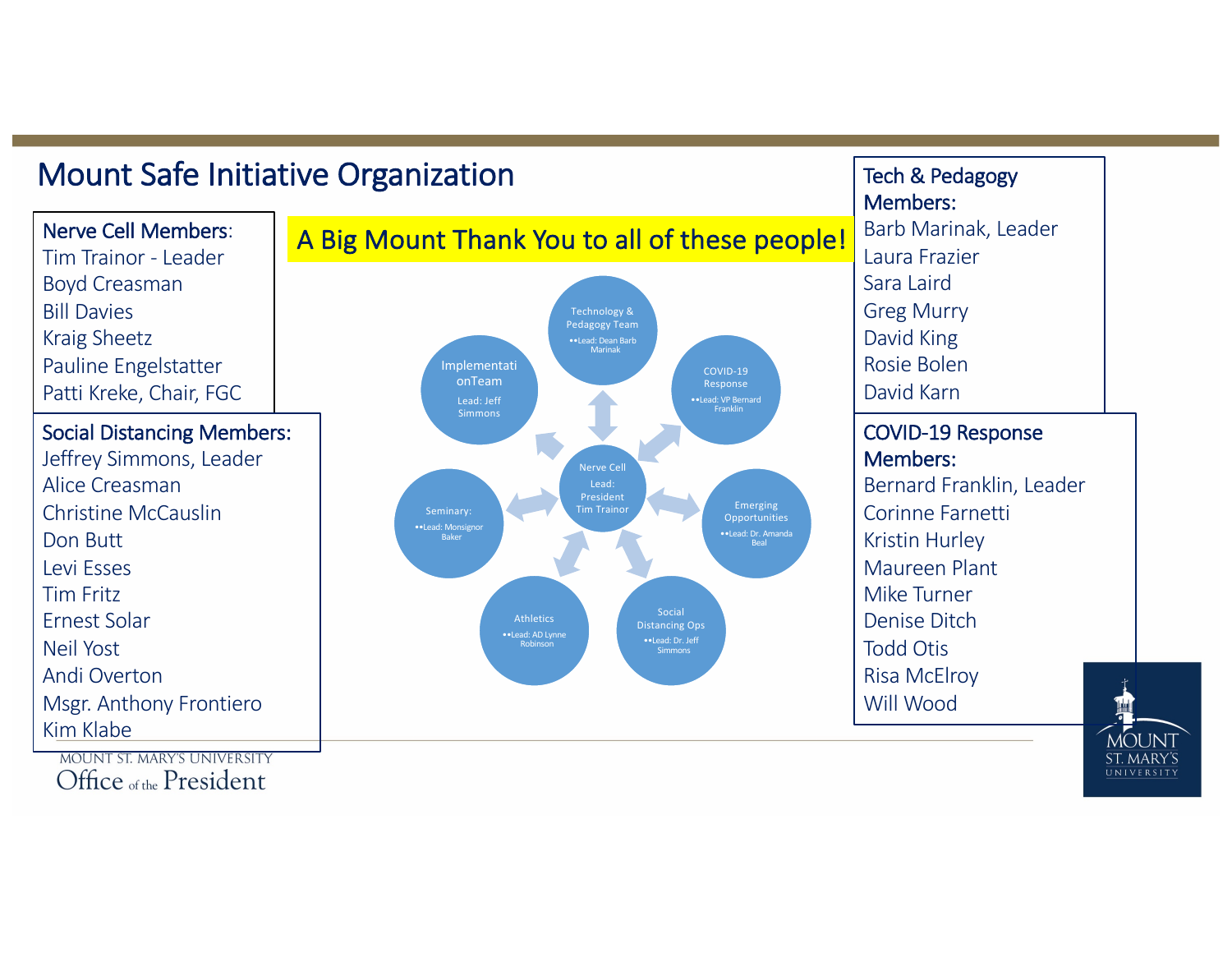# Mount Safe Initiative Organization

**A Big Mount Thank You to all of these people!**

**Nerve Cell Members:**
Tim Trainor - Leader
Boyd Creasman
Bill Davies
Kraig Sheetz
Pauline Engelstatter
Patti Kreke, Chair, FGC

**Social Distancing Members:**
Jeffrey Simmons, Leader
Alice Creasman
Christine McCauslin
Don Butt
Levi Esses
Tim Fritz
Ernest Solar
Neil Yost
Andi Overton
Msgr. Anthony Frontiero
Kim Klabe

Nerve Cell
Lead: President Tim Trainor

- Technology & Pedagogy Team
  - Lead: Dean Barb Marinak
- COVID-19 Response
  - Lead: VP Bernard Franklin
- Emerging Opportunities
  - Lead: Dr. Amanda Beal
- Social Distancing Ops
  - Lead: Dr. Jeff Simmons
- Athletics
  - Lead: AD Lynne Robinson
- Seminary:
  - Lead: Monsignor Baker
- Implementation Team
  - Lead: Jeff Simmons

**Tech & Pedagogy Members:**
Barb Marinak, Leader
Laura Frazier
Sara Laird
Greg Murry
David King
Rosie Bolen
David Karn

**COVID-19 Response Members:**
Bernard Franklin, Leader
Corinne Farnetti
Kristin Hurley
Maureen Plant
Mike Turner
Denise Ditch
Todd Otis
Risa McElroy
Will Wood

MOUNT ST. MARY'S UNIVERSITY
Office of the President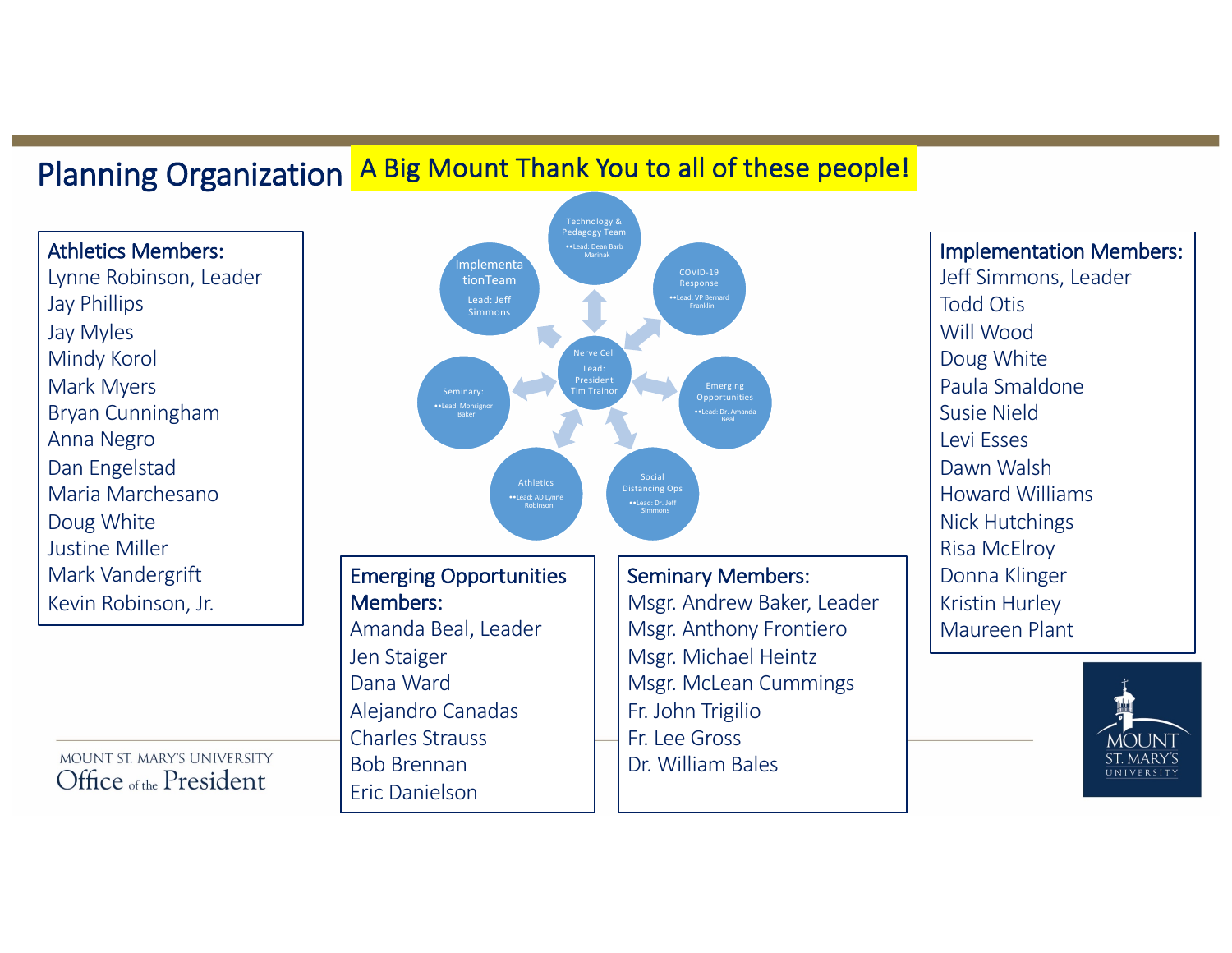# Planning Organization

**A Big Mount Thank You to all of these people!**

Nerve Cell
Lead: President Tim Trainor

- Technology & Pedagogy Team — Lead: Dean Barb Marinak
- COVID-19 Response — Lead: VP Bernard Franklin
- Emerging Opportunities — Lead: Dr. Amanda Beal
- Social Distancing Ops — Lead: Dr. Jeff Simmons
- Athletics — Lead: AD Lynne Robinson
- Seminary: — Lead: Monsignor Baker
- Implementation Team — Lead: Jeff Simmons

**Athletics Members:**
Lynne Robinson, Leader
Jay Phillips
Jay Myles
Mindy Korol
Mark Myers
Bryan Cunningham
Anna Negro
Dan Engelstad
Maria Marchesano
Doug White
Justine Miller
Mark Vandergrift
Kevin Robinson, Jr.

**Emerging Opportunities Members:**
Amanda Beal, Leader
Jen Staiger
Dana Ward
Alejandro Canadas
Charles Strauss
Bob Brennan
Eric Danielson

**Seminary Members:**
Msgr. Andrew Baker, Leader
Msgr. Anthony Frontiero
Msgr. Michael Heintz
Msgr. McLean Cummings
Fr. John Trigilio
Fr. Lee Gross
Dr. William Bales

**Implementation Members:**
Jeff Simmons, Leader
Todd Otis
Will Wood
Doug White
Paula Smaldone
Susie Nield
Levi Esses
Dawn Walsh
Howard Williams
Nick Hutchings
Risa McElroy
Donna Klinger
Kristin Hurley
Maureen Plant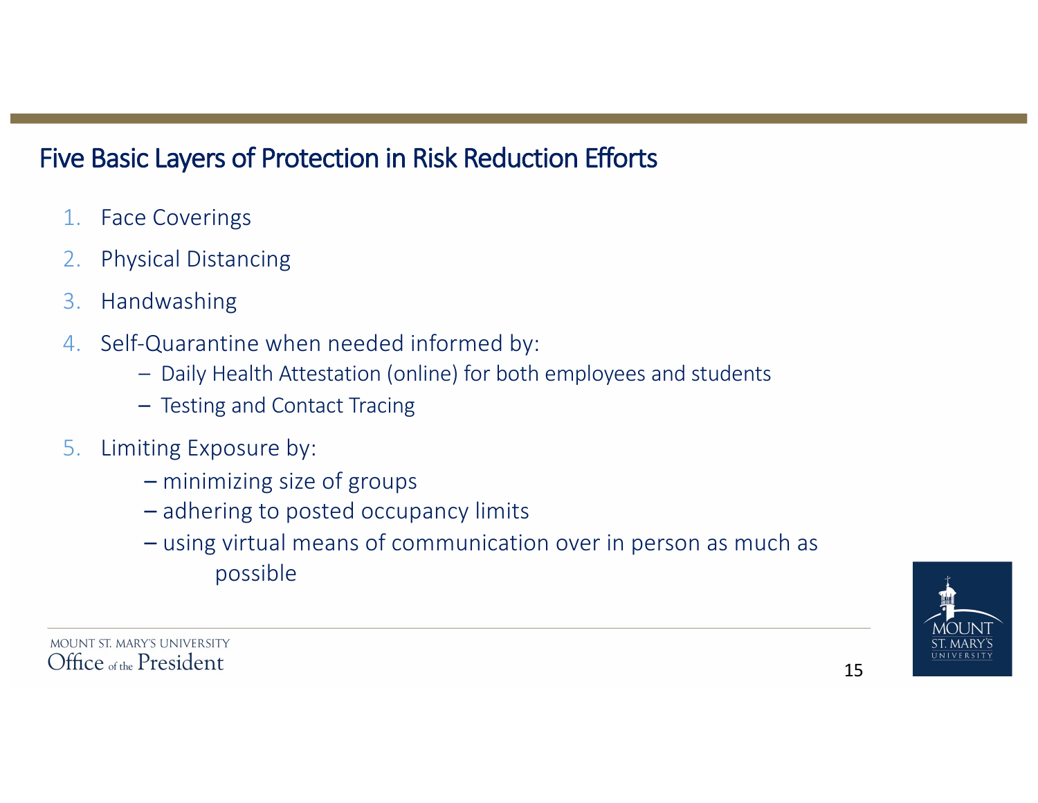## Five Basic Layers of Protection in Risk Reduction Efforts

1. Face Coverings
2. Physical Distancing
3. Handwashing
4. Self-Quarantine when needed informed by:
   - Daily Health Attestation (online) for both employees and students
   - Testing and Contact Tracing
5. Limiting Exposure by:
   - minimizing size of groups
   - adhering to posted occupancy limits
   - using virtual means of communication over in person as much as possible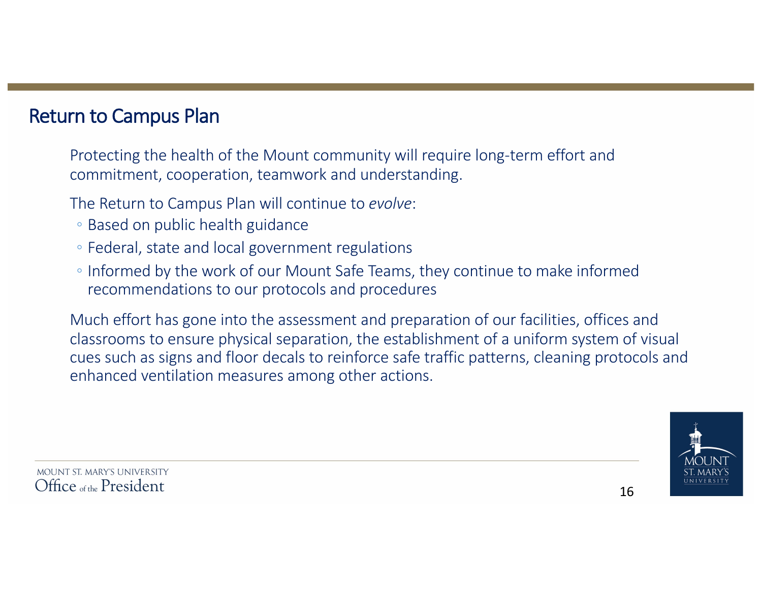## Return to Campus Plan

Protecting the health of the Mount community will require long-term effort and commitment, cooperation, teamwork and understanding.

The Return to Campus Plan will continue to *evolve*:

- Based on public health guidance
- Federal, state and local government regulations
- Informed by the work of our Mount Safe Teams, they continue to make informed recommendations to our protocols and procedures

Much effort has gone into the assessment and preparation of our facilities, offices and classrooms to ensure physical separation, the establishment of a uniform system of visual cues such as signs and floor decals to reinforce safe traffic patterns, cleaning protocols and enhanced ventilation measures among other actions.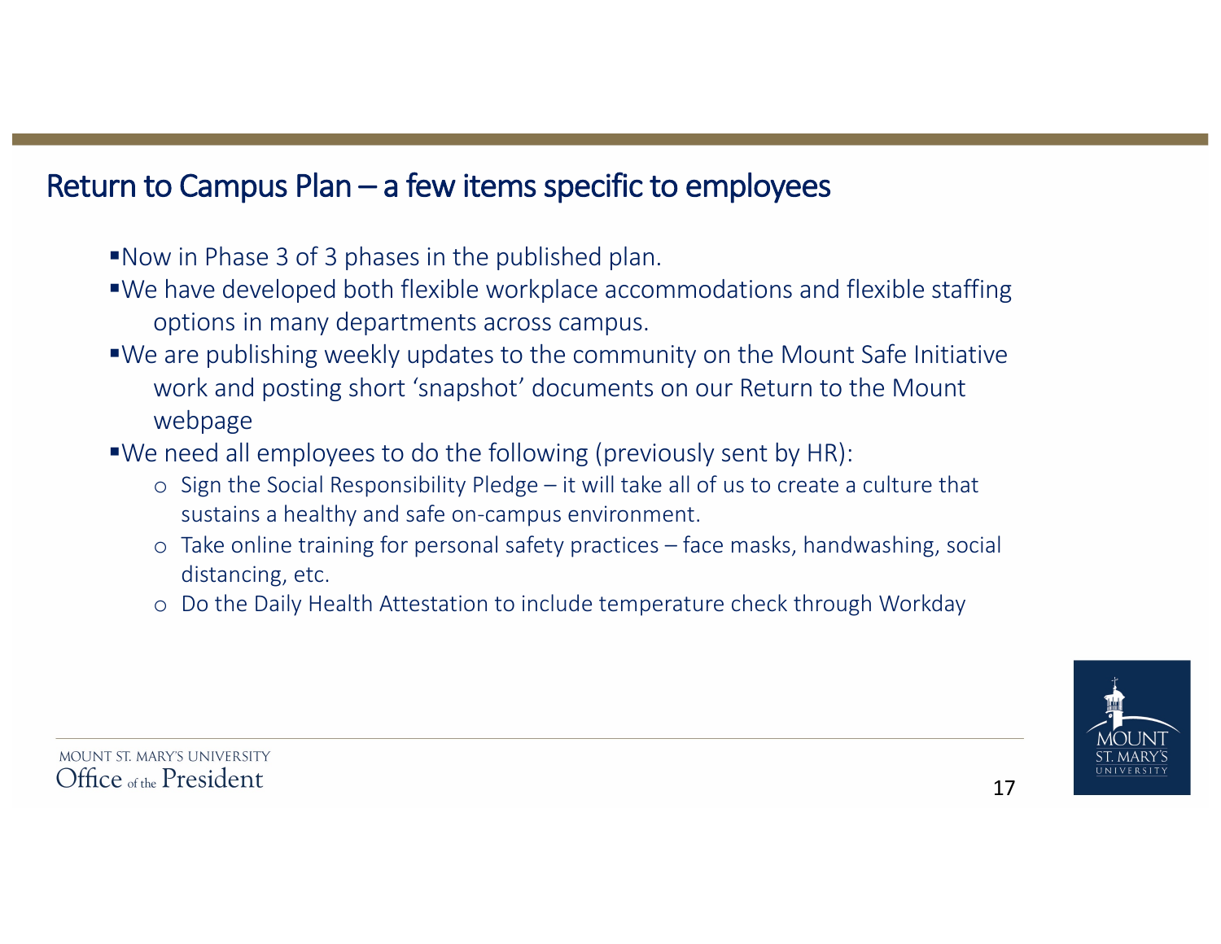## Return to Campus Plan – a few items specific to employees

- Now in Phase 3 of 3 phases in the published plan.
- We have developed both flexible workplace accommodations and flexible staffing options in many departments across campus.
- We are publishing weekly updates to the community on the Mount Safe Initiative work and posting short 'snapshot' documents on our Return to the Mount webpage
- We need all employees to do the following (previously sent by HR):
  - Sign the Social Responsibility Pledge – it will take all of us to create a culture that sustains a healthy and safe on-campus environment.
  - Take online training for personal safety practices – face masks, handwashing, social distancing, etc.
  - Do the Daily Health Attestation to include temperature check through Workday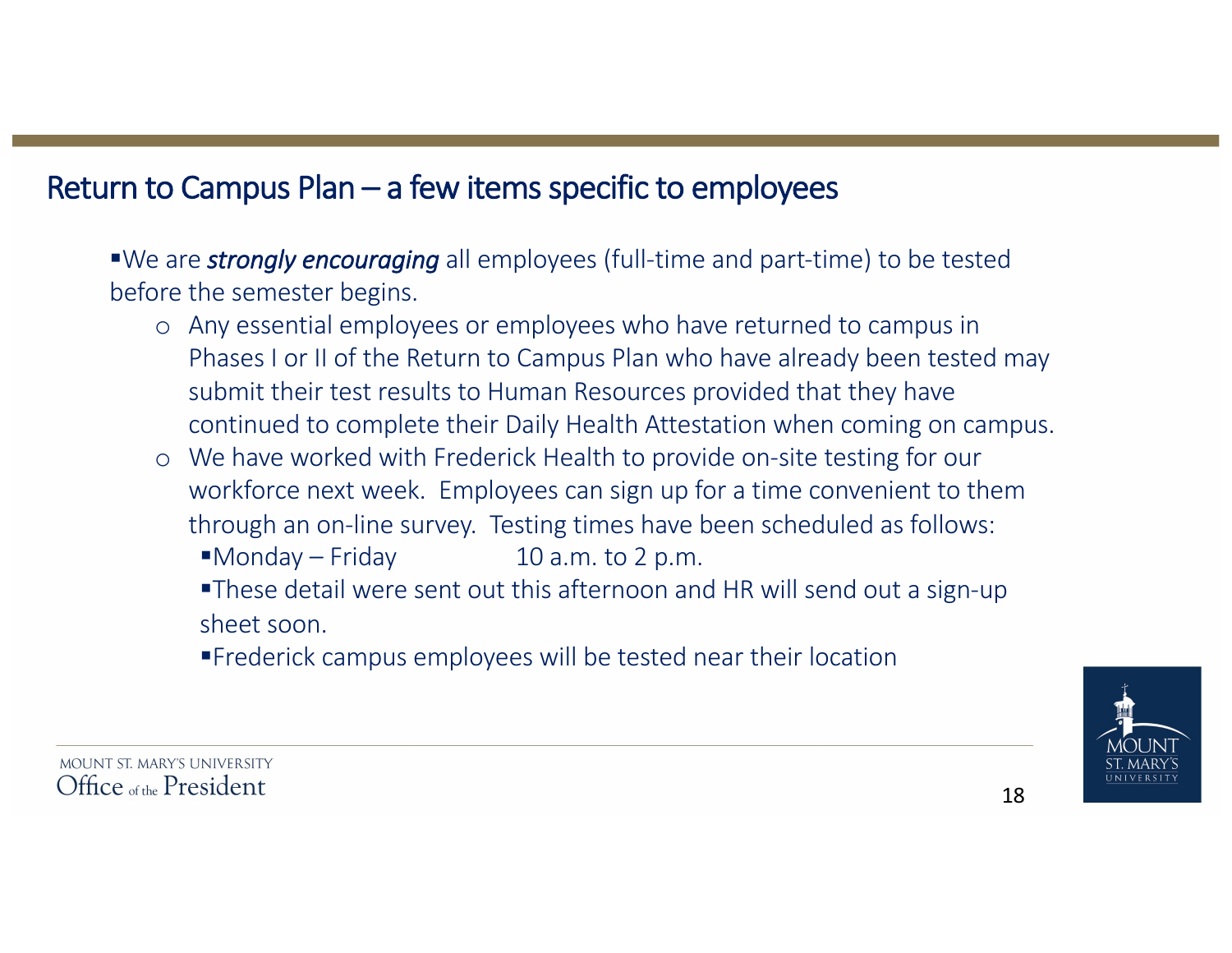# Return to Campus Plan – a few items specific to employees

- We are ***strongly encouraging*** all employees (full-time and part-time) to be tested before the semester begins.
  - Any essential employees or employees who have returned to campus in Phases I or II of the Return to Campus Plan who have already been tested may submit their test results to Human Resources provided that they have continued to complete their Daily Health Attestation when coming on campus.
  - We have worked with Frederick Health to provide on-site testing for our workforce next week. Employees can sign up for a time convenient to them through an on-line survey. Testing times have been scheduled as follows:
    - Monday – Friday 10 a.m. to 2 p.m.
    - These detail were sent out this afternoon and HR will send out a sign-up sheet soon.
    - Frederick campus employees will be tested near their location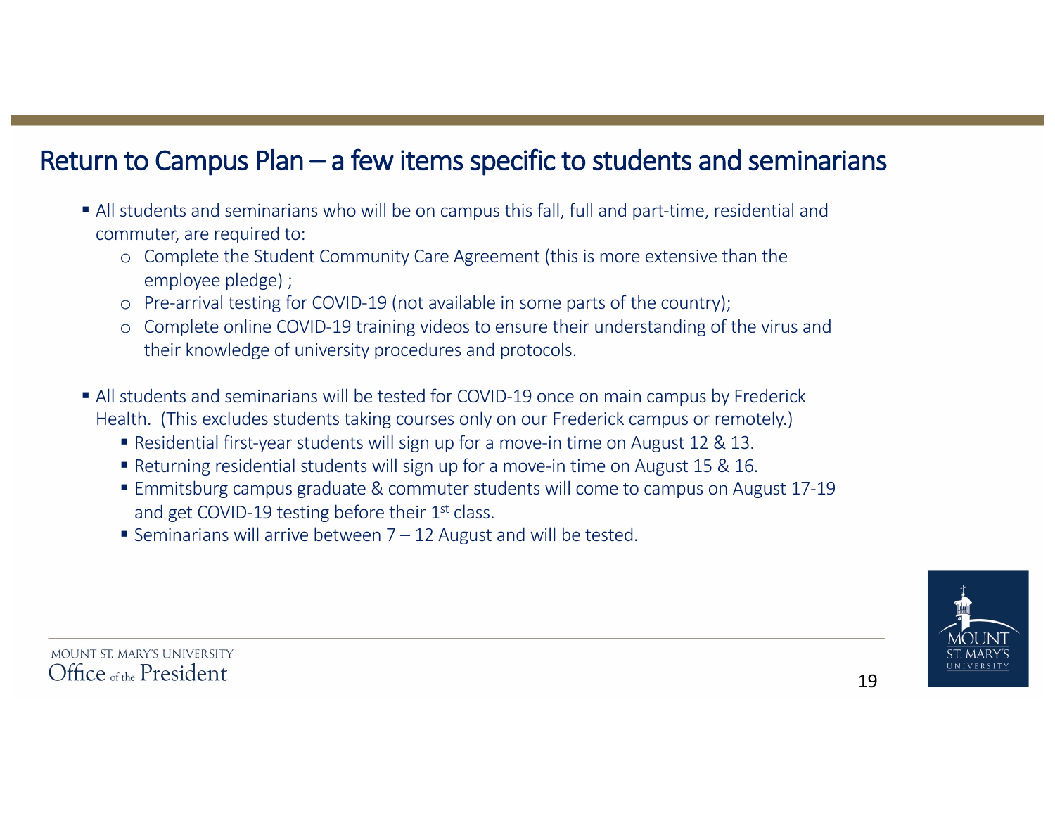## Return to Campus Plan – a few items specific to students and seminarians

- All students and seminarians who will be on campus this fall, full and part-time, residential and commuter, are required to:
  - Complete the Student Community Care Agreement (this is more extensive than the employee pledge) ;
  - Pre-arrival testing for COVID-19 (not available in some parts of the country);
  - Complete online COVID-19 training videos to ensure their understanding of the virus and their knowledge of university procedures and protocols.

- All students and seminarians will be tested for COVID-19 once on main campus by Frederick Health. (This excludes students taking courses only on our Frederick campus or remotely.)
  - Residential first-year students will sign up for a move-in time on August 12 & 13.
  - Returning residential students will sign up for a move-in time on August 15 & 16.
  - Emmitsburg campus graduate & commuter students will come to campus on August 17-19 and get COVID-19 testing before their 1st class.
  - Seminarians will arrive between 7 – 12 August and will be tested.

MOUNT ST. MARY'S UNIVERSITY
Office of the President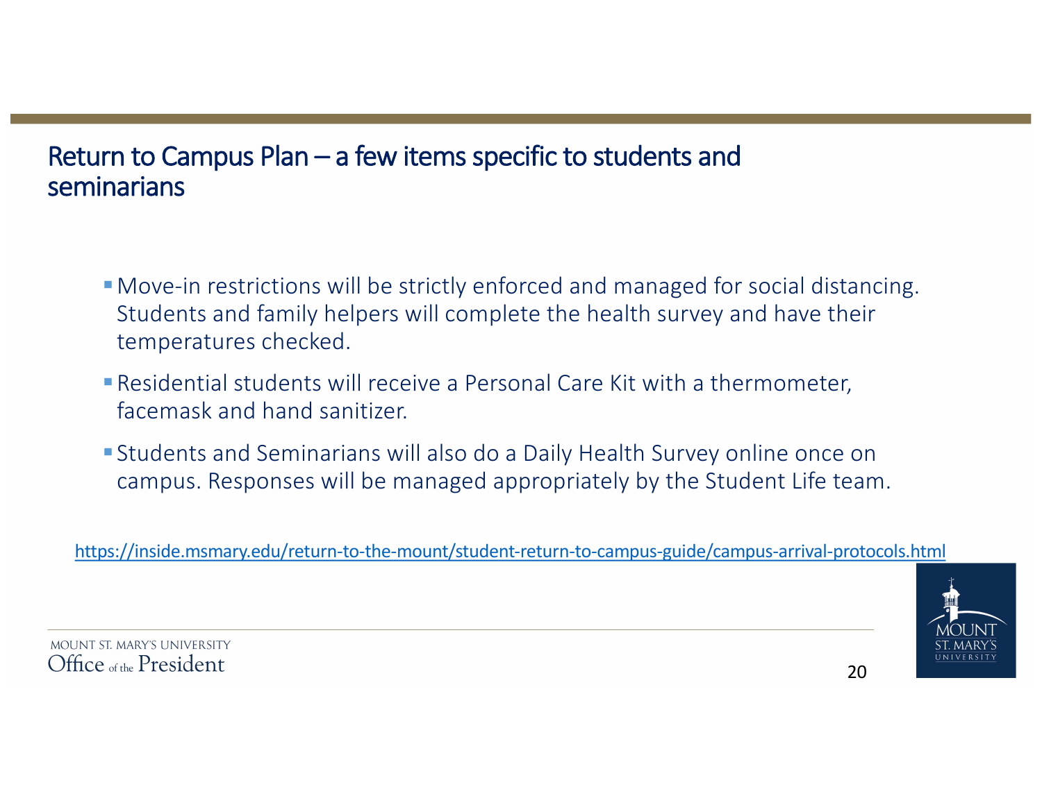## Return to Campus Plan – a few items specific to students and seminarians

- Move-in restrictions will be strictly enforced and managed for social distancing. Students and family helpers will complete the health survey and have their temperatures checked.
- Residential students will receive a Personal Care Kit with a thermometer, facemask and hand sanitizer.
- Students and Seminarians will also do a Daily Health Survey online once on campus. Responses will be managed appropriately by the Student Life team.

https://inside.msmary.edu/return-to-the-mount/student-return-to-campus-guide/campus-arrival-protocols.html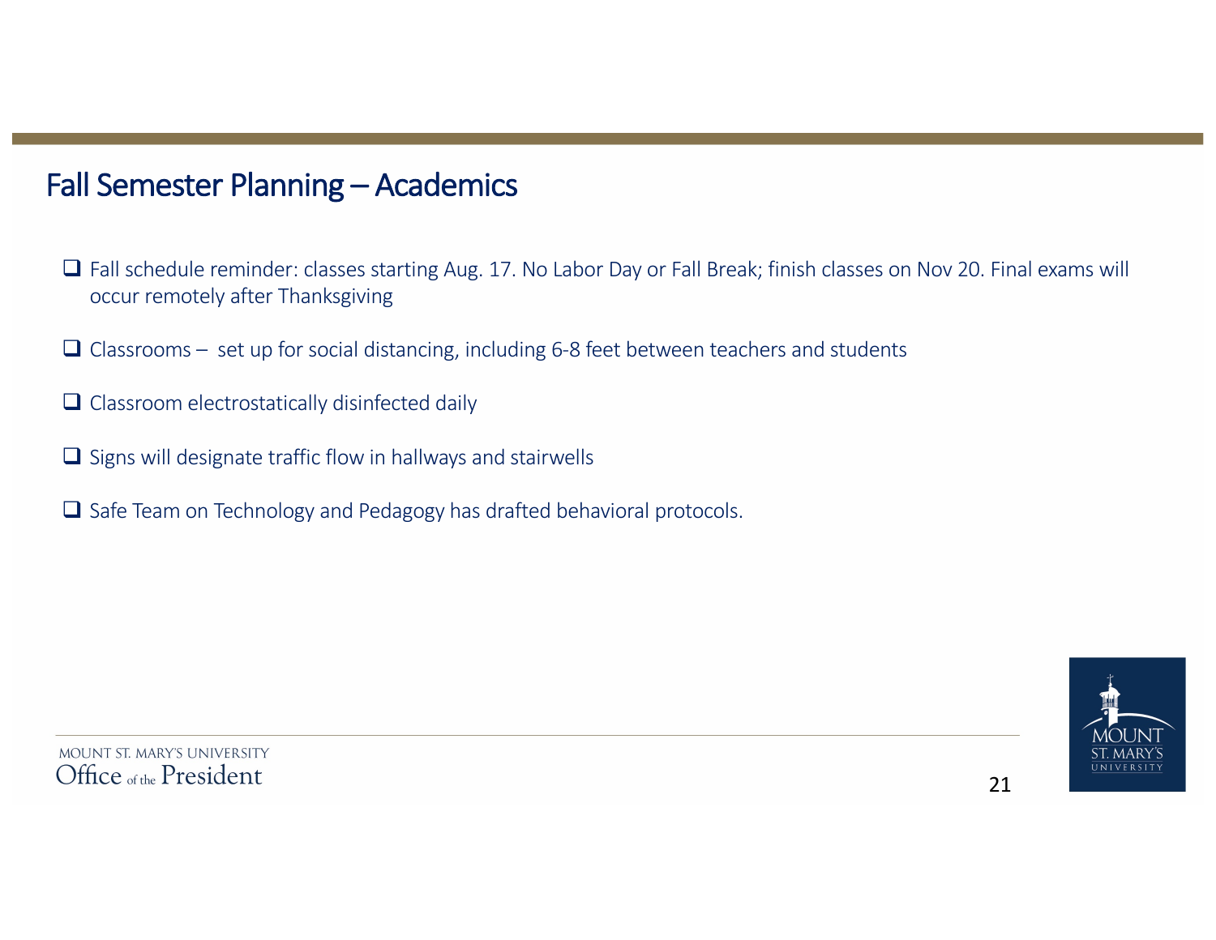## Fall Semester Planning – Academics

- Fall schedule reminder: classes starting Aug. 17. No Labor Day or Fall Break; finish classes on Nov 20. Final exams will occur remotely after Thanksgiving
- Classrooms – set up for social distancing, including 6-8 feet between teachers and students
- Classroom electrostatically disinfected daily
- Signs will designate traffic flow in hallways and stairwells
- Safe Team on Technology and Pedagogy has drafted behavioral protocols.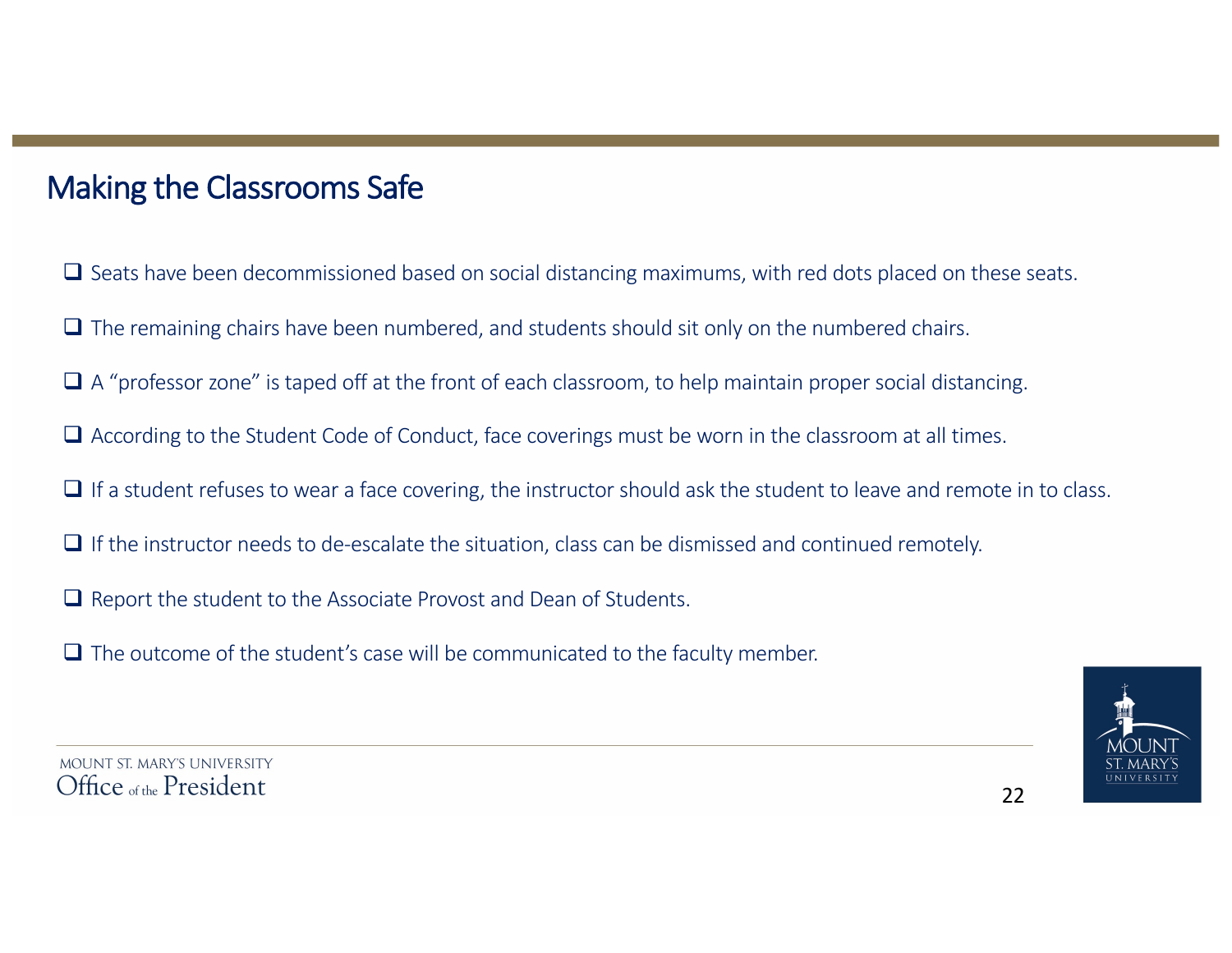## Making the Classrooms Safe

- Seats have been decommissioned based on social distancing maximums, with red dots placed on these seats.
- The remaining chairs have been numbered, and students should sit only on the numbered chairs.
- A "professor zone" is taped off at the front of each classroom, to help maintain proper social distancing.
- According to the Student Code of Conduct, face coverings must be worn in the classroom at all times.
- If a student refuses to wear a face covering, the instructor should ask the student to leave and remote in to class.
- If the instructor needs to de-escalate the situation, class can be dismissed and continued remotely.
- Report the student to the Associate Provost and Dean of Students.
- The outcome of the student's case will be communicated to the faculty member.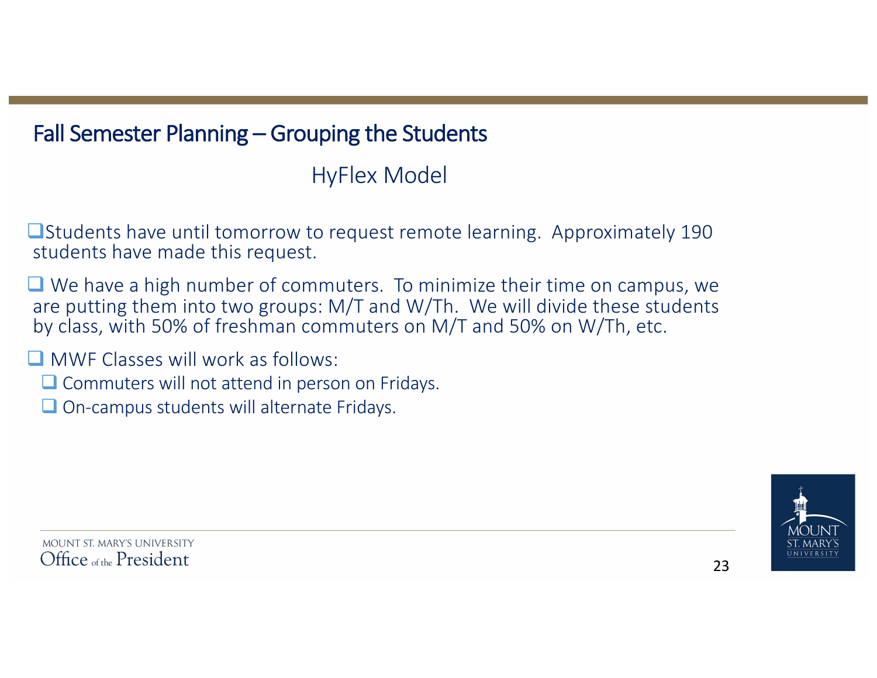## Fall Semester Planning – Grouping the Students

### HyFlex Model

- Students have until tomorrow to request remote learning. Approximately 190 students have made this request.
- We have a high number of commuters. To minimize their time on campus, we are putting them into two groups: M/T and W/Th. We will divide these students by class, with 50% of freshman commuters on M/T and 50% on W/Th, etc.
- MWF Classes will work as follows:
  - Commuters will not attend in person on Fridays.
  - On-campus students will alternate Fridays.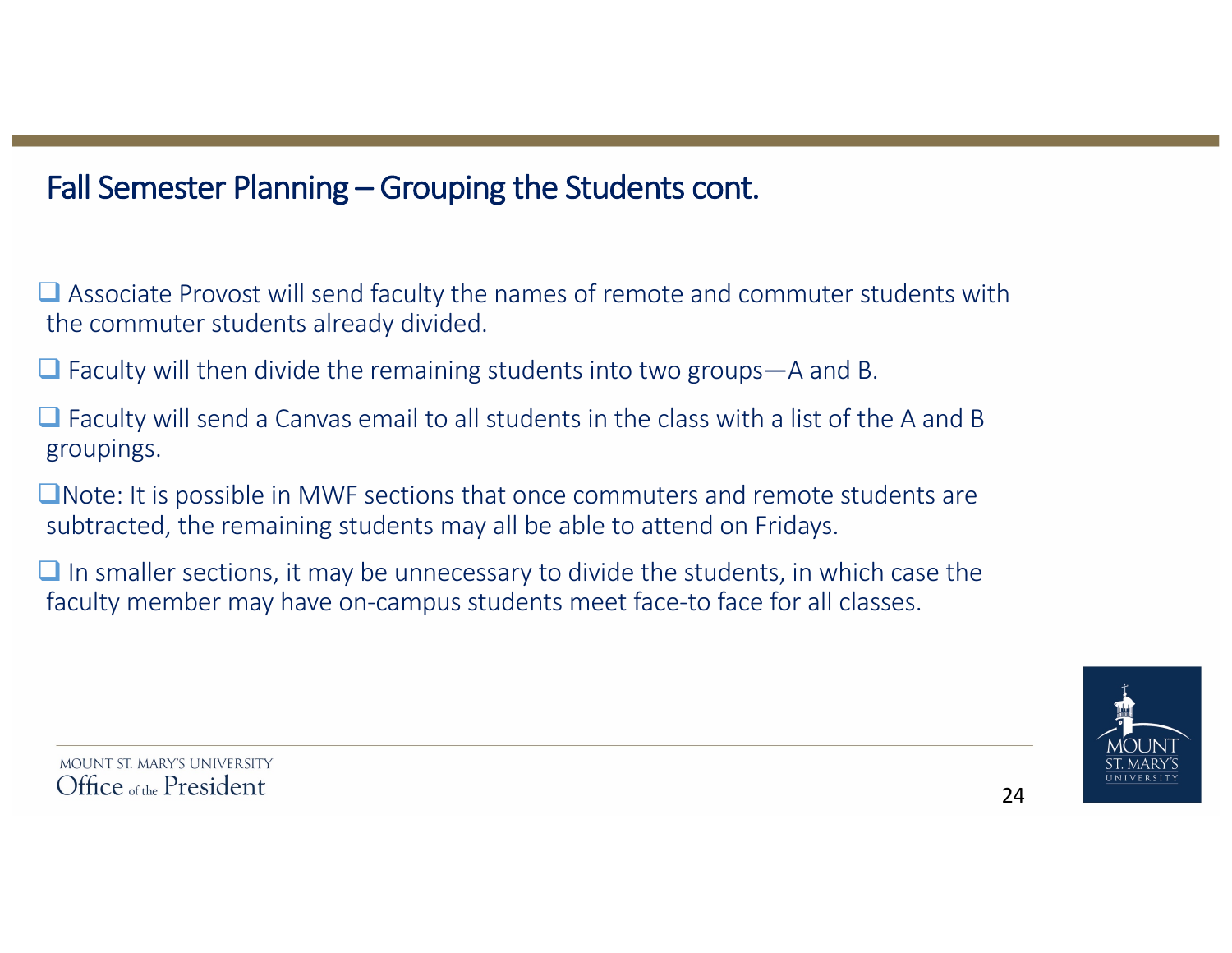## Fall Semester Planning – Grouping the Students cont.

- Associate Provost will send faculty the names of remote and commuter students with the commuter students already divided.
- Faculty will then divide the remaining students into two groups—A and B.
- Faculty will send a Canvas email to all students in the class with a list of the A and B groupings.
- Note: It is possible in MWF sections that once commuters and remote students are subtracted, the remaining students may all be able to attend on Fridays.
- In smaller sections, it may be unnecessary to divide the students, in which case the faculty member may have on-campus students meet face-to face for all classes.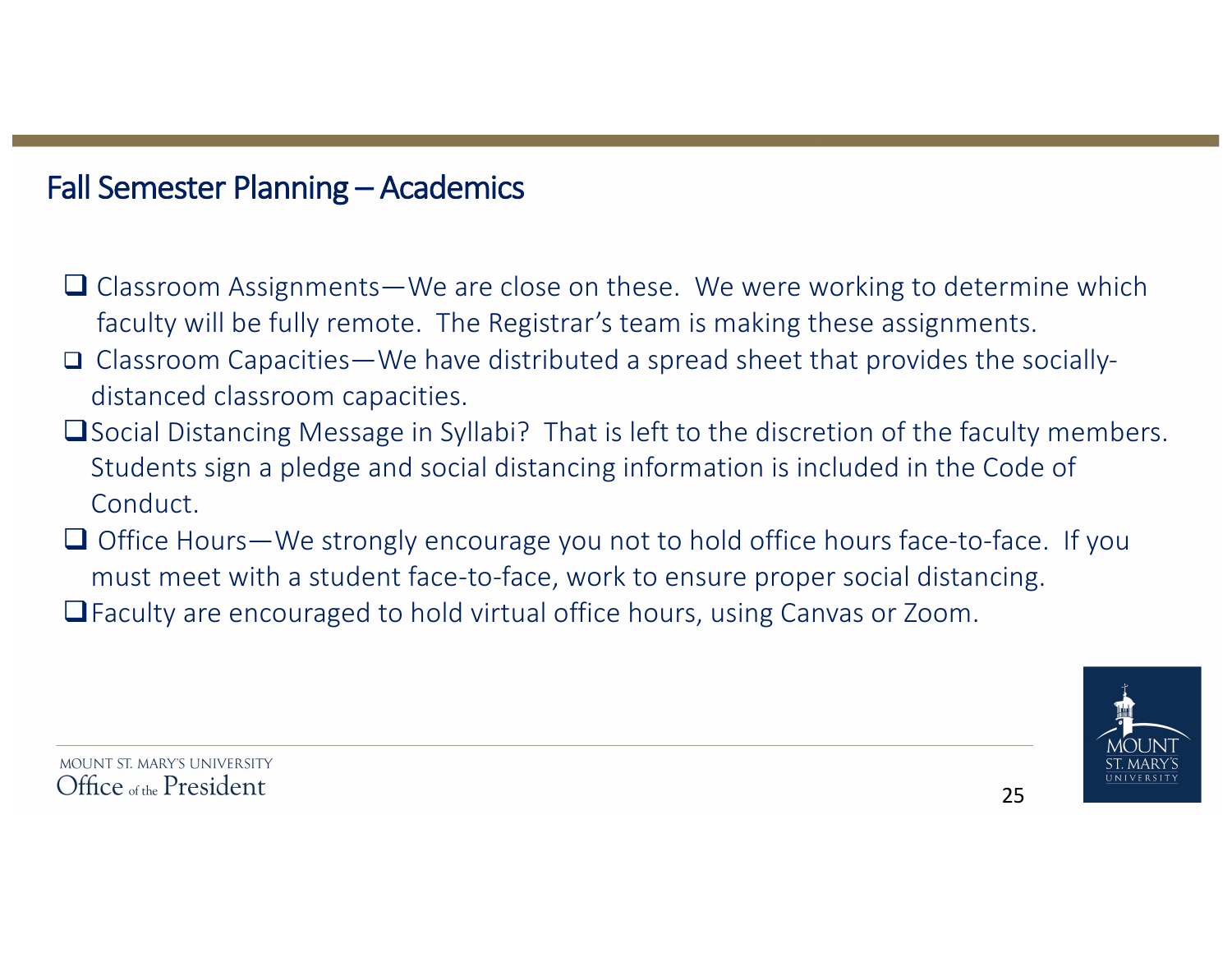## Fall Semester Planning – Academics

- Classroom Assignments—We are close on these. We were working to determine which faculty will be fully remote. The Registrar's team is making these assignments.
- Classroom Capacities—We have distributed a spread sheet that provides the socially-distanced classroom capacities.
- Social Distancing Message in Syllabi? That is left to the discretion of the faculty members. Students sign a pledge and social distancing information is included in the Code of Conduct.
- Office Hours—We strongly encourage you not to hold office hours face-to-face. If you must meet with a student face-to-face, work to ensure proper social distancing.
- Faculty are encouraged to hold virtual office hours, using Canvas or Zoom.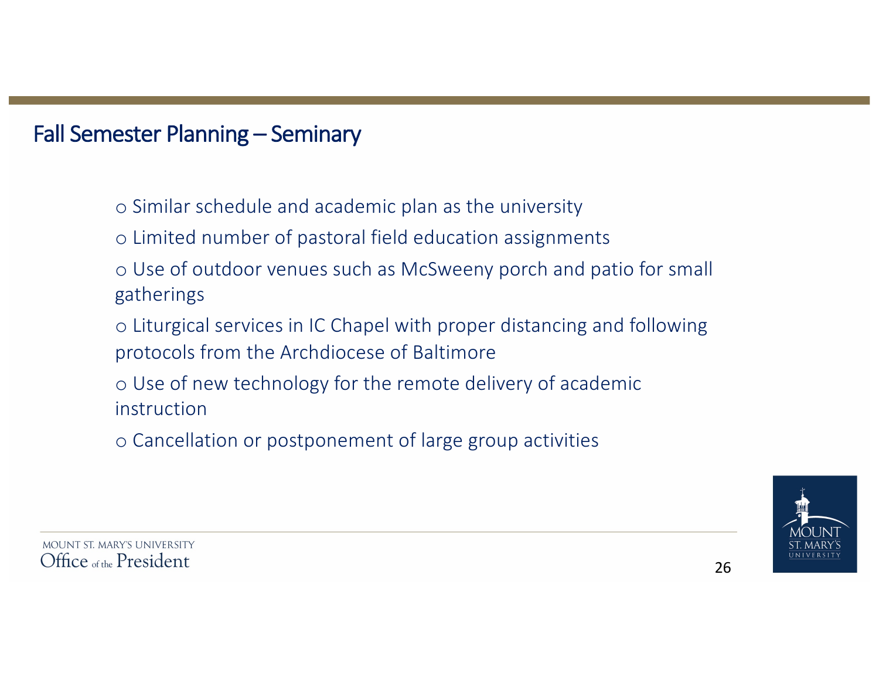## Fall Semester Planning – Seminary

- Similar schedule and academic plan as the university
- Limited number of pastoral field education assignments
- Use of outdoor venues such as McSweeny porch and patio for small gatherings
- Liturgical services in IC Chapel with proper distancing and following protocols from the Archdiocese of Baltimore
- Use of new technology for the remote delivery of academic instruction
- Cancellation or postponement of large group activities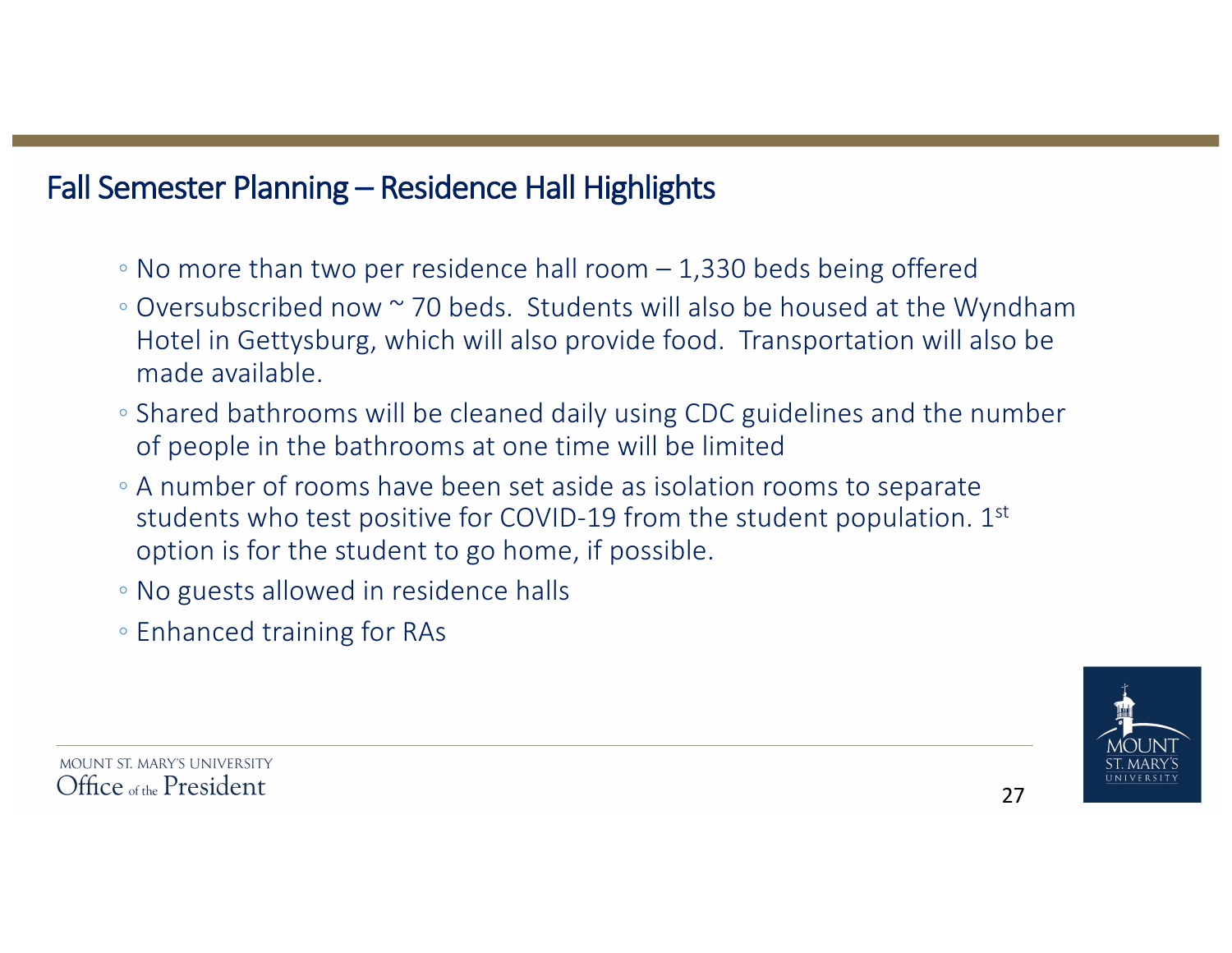## Fall Semester Planning – Residence Hall Highlights

- No more than two per residence hall room – 1,330 beds being offered
- Oversubscribed now ~ 70 beds. Students will also be housed at the Wyndham Hotel in Gettysburg, which will also provide food. Transportation will also be made available.
- Shared bathrooms will be cleaned daily using CDC guidelines and the number of people in the bathrooms at one time will be limited
- A number of rooms have been set aside as isolation rooms to separate students who test positive for COVID-19 from the student population. 1st option is for the student to go home, if possible.
- No guests allowed in residence halls
- Enhanced training for RAs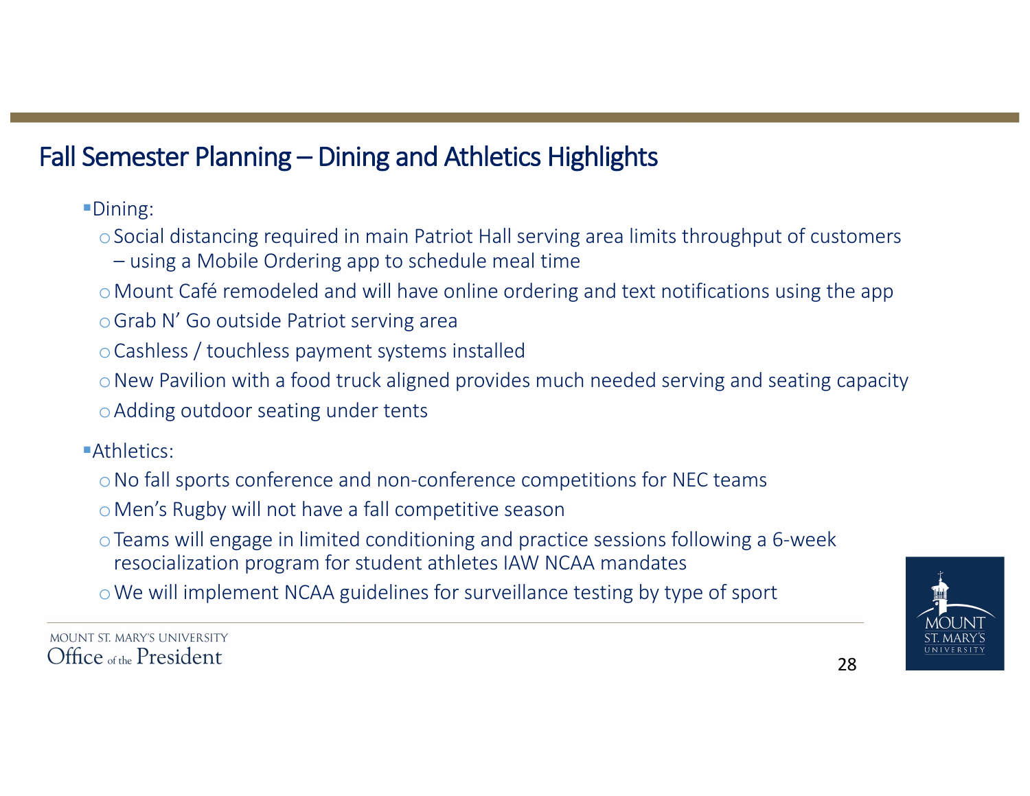## Fall Semester Planning – Dining and Athletics Highlights

- Dining:
  - Social distancing required in main Patriot Hall serving area limits throughput of customers – using a Mobile Ordering app to schedule meal time
  - Mount Café remodeled and will have online ordering and text notifications using the app
  - Grab N' Go outside Patriot serving area
  - Cashless / touchless payment systems installed
  - New Pavilion with a food truck aligned provides much needed serving and seating capacity
  - Adding outdoor seating under tents
- Athletics:
  - No fall sports conference and non-conference competitions for NEC teams
  - Men's Rugby will not have a fall competitive season
  - Teams will engage in limited conditioning and practice sessions following a 6-week resocialization program for student athletes IAW NCAA mandates
  - We will implement NCAA guidelines for surveillance testing by type of sport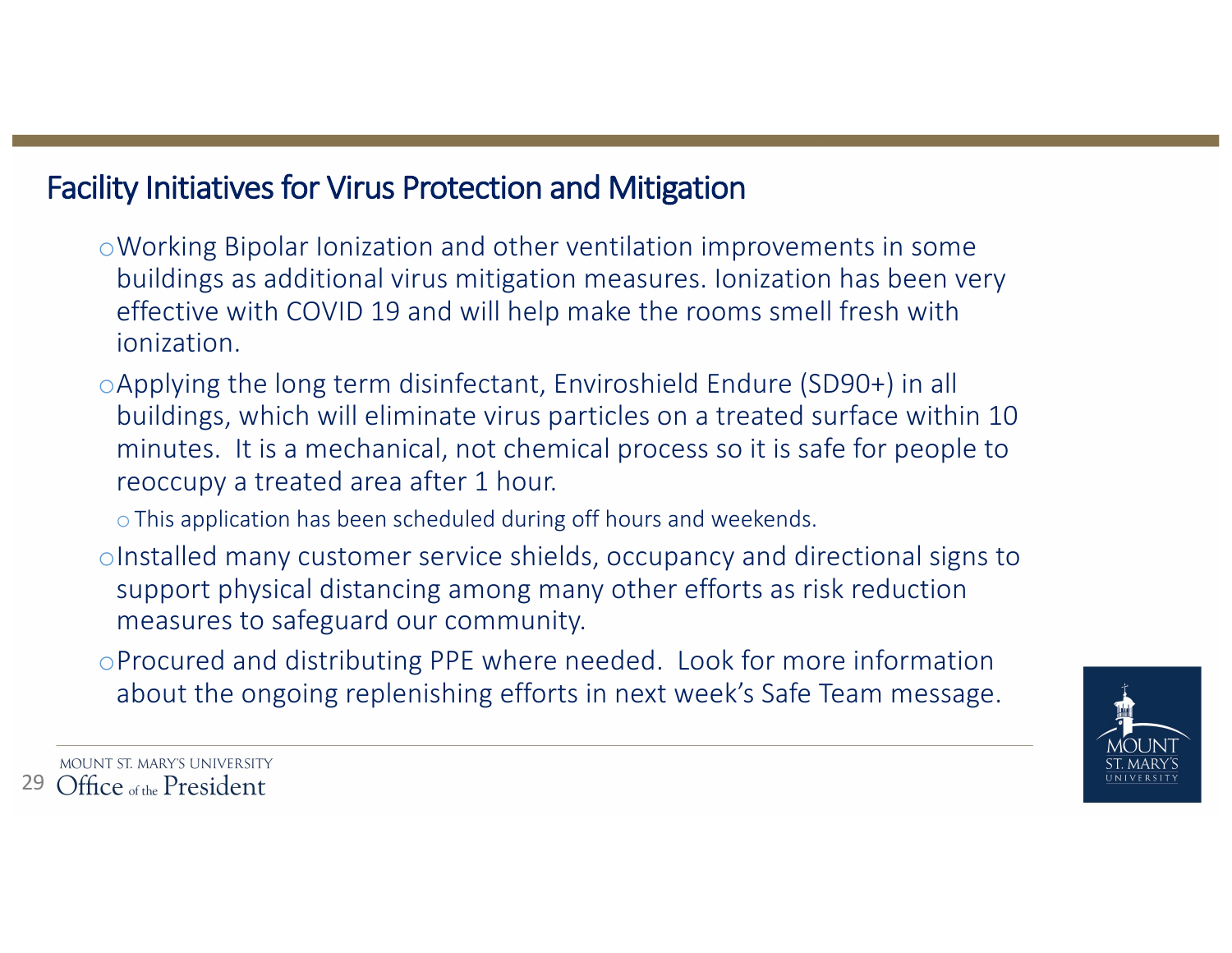## Facility Initiatives for Virus Protection and Mitigation

- Working Bipolar Ionization and other ventilation improvements in some buildings as additional virus mitigation measures. Ionization has been very effective with COVID 19 and will help make the rooms smell fresh with ionization.
- Applying the long term disinfectant, Enviroshield Endure (SD90+) in all buildings, which will eliminate virus particles on a treated surface within 10 minutes. It is a mechanical, not chemical process so it is safe for people to reoccupy a treated area after 1 hour.
  - This application has been scheduled during off hours and weekends.
- Installed many customer service shields, occupancy and directional signs to support physical distancing among many other efforts as risk reduction measures to safeguard our community.
- Procured and distributing PPE where needed. Look for more information about the ongoing replenishing efforts in next week's Safe Team message.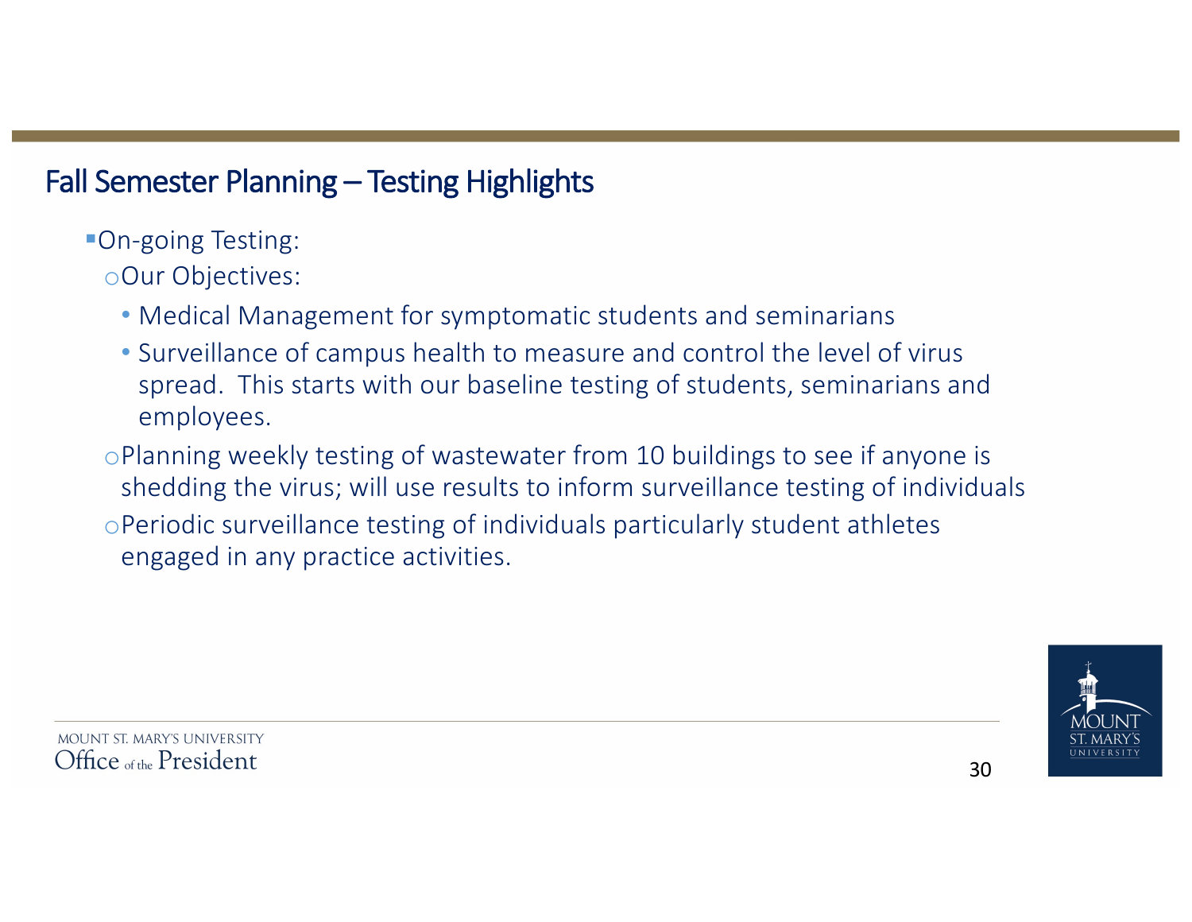## Fall Semester Planning – Testing Highlights

- On-going Testing:
  - Our Objectives:
    - Medical Management for symptomatic students and seminarians
    - Surveillance of campus health to measure and control the level of virus spread. This starts with our baseline testing of students, seminarians and employees.
  - Planning weekly testing of wastewater from 10 buildings to see if anyone is shedding the virus; will use results to inform surveillance testing of individuals
  - Periodic surveillance testing of individuals particularly student athletes engaged in any practice activities.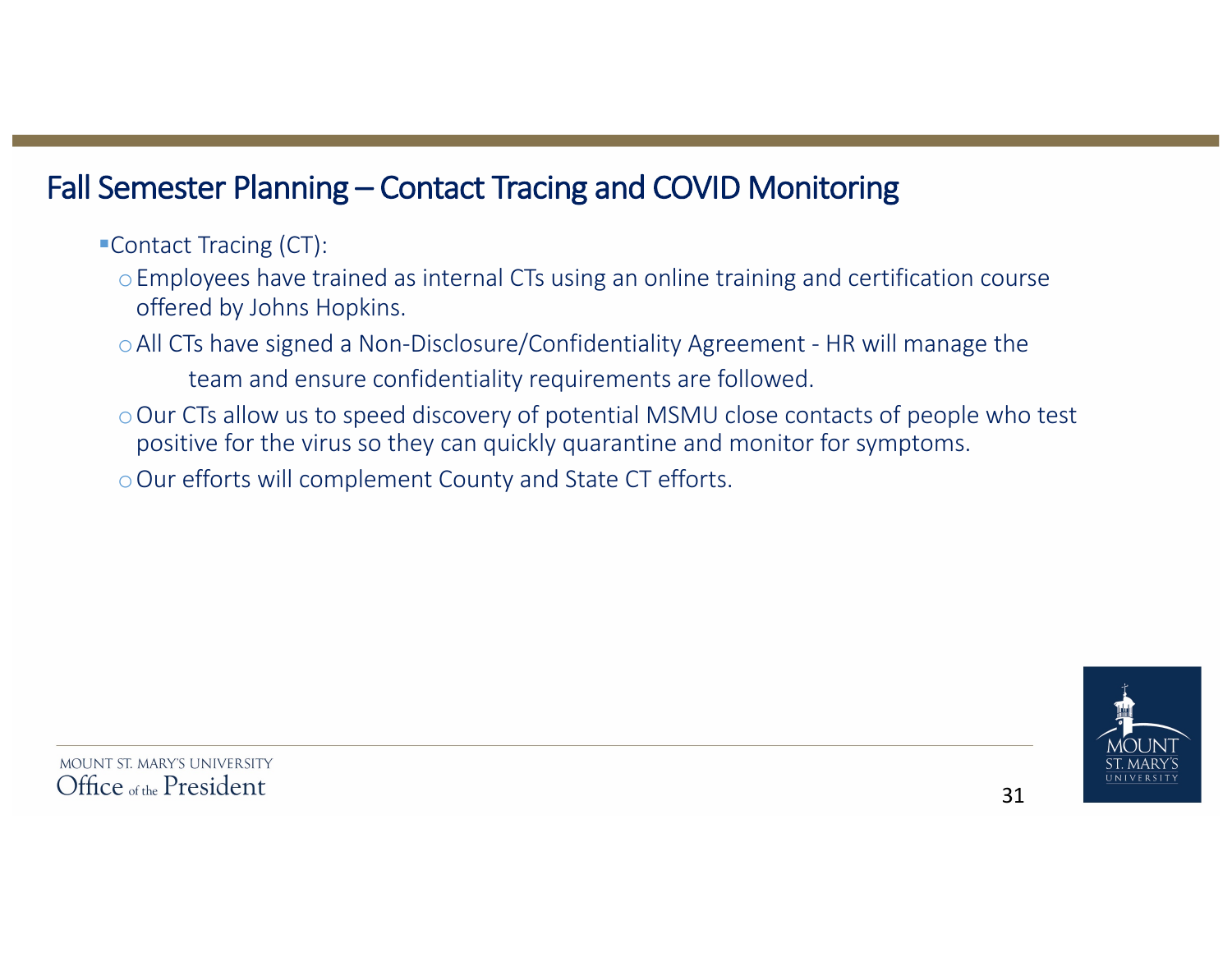## Fall Semester Planning – Contact Tracing and COVID Monitoring

- Contact Tracing (CT):
  - Employees have trained as internal CTs using an online training and certification course offered by Johns Hopkins.
  - All CTs have signed a Non-Disclosure/Confidentiality Agreement - HR will manage the team and ensure confidentiality requirements are followed.
  - Our CTs allow us to speed discovery of potential MSMU close contacts of people who test positive for the virus so they can quickly quarantine and monitor for symptoms.
  - Our efforts will complement County and State CT efforts.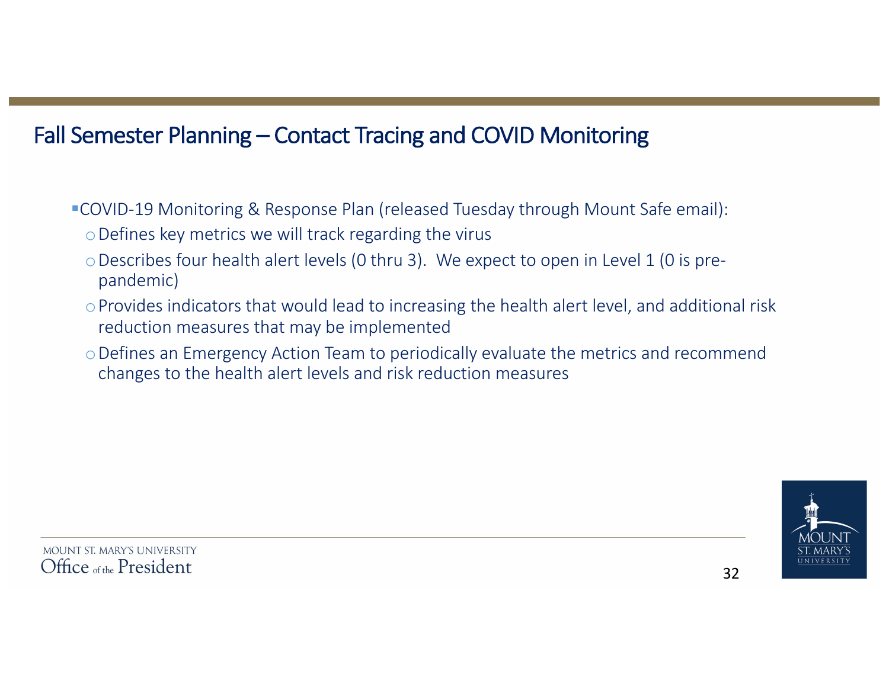## Fall Semester Planning – Contact Tracing and COVID Monitoring

- COVID-19 Monitoring & Response Plan (released Tuesday through Mount Safe email):
  - Defines key metrics we will track regarding the virus
  - Describes four health alert levels (0 thru 3). We expect to open in Level 1 (0 is pre-pandemic)
  - Provides indicators that would lead to increasing the health alert level, and additional risk reduction measures that may be implemented
  - Defines an Emergency Action Team to periodically evaluate the metrics and recommend changes to the health alert levels and risk reduction measures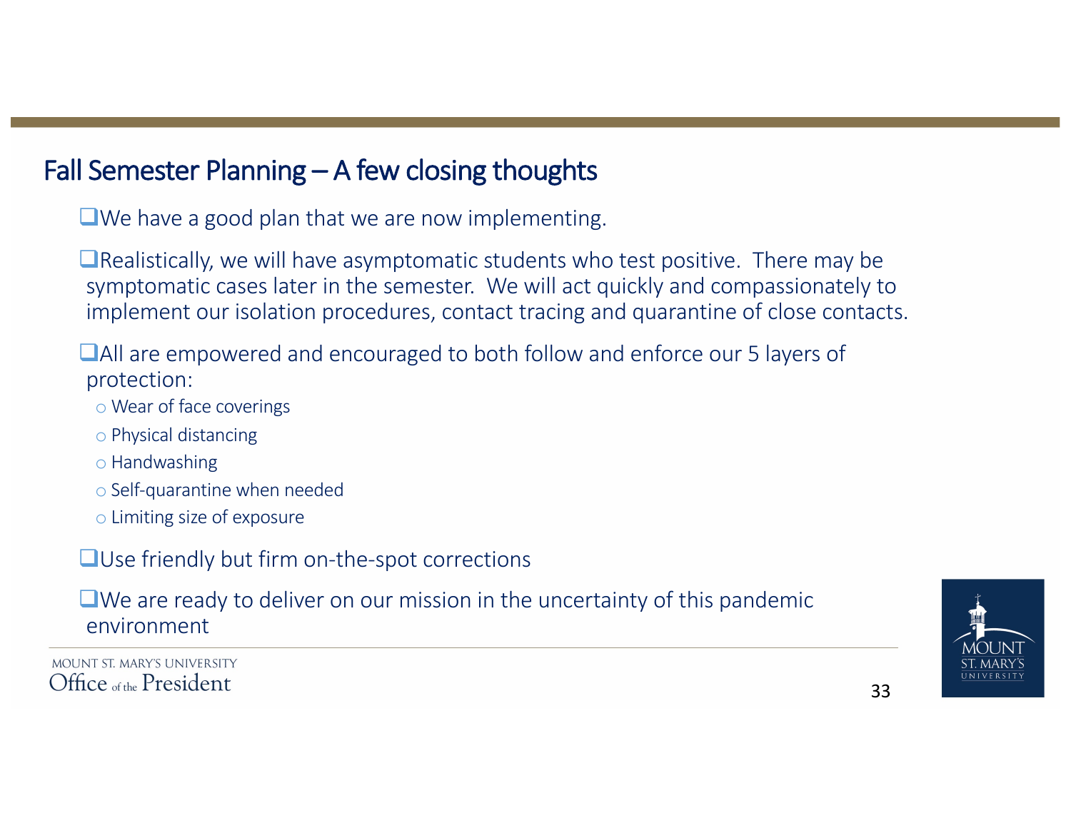## Fall Semester Planning – A few closing thoughts

- We have a good plan that we are now implementing.
- Realistically, we will have asymptomatic students who test positive. There may be symptomatic cases later in the semester. We will act quickly and compassionately to implement our isolation procedures, contact tracing and quarantine of close contacts.
- All are empowered and encouraged to both follow and enforce our 5 layers of protection:
  - Wear of face coverings
  - Physical distancing
  - Handwashing
  - Self-quarantine when needed
  - Limiting size of exposure
- Use friendly but firm on-the-spot corrections
- We are ready to deliver on our mission in the uncertainty of this pandemic environment